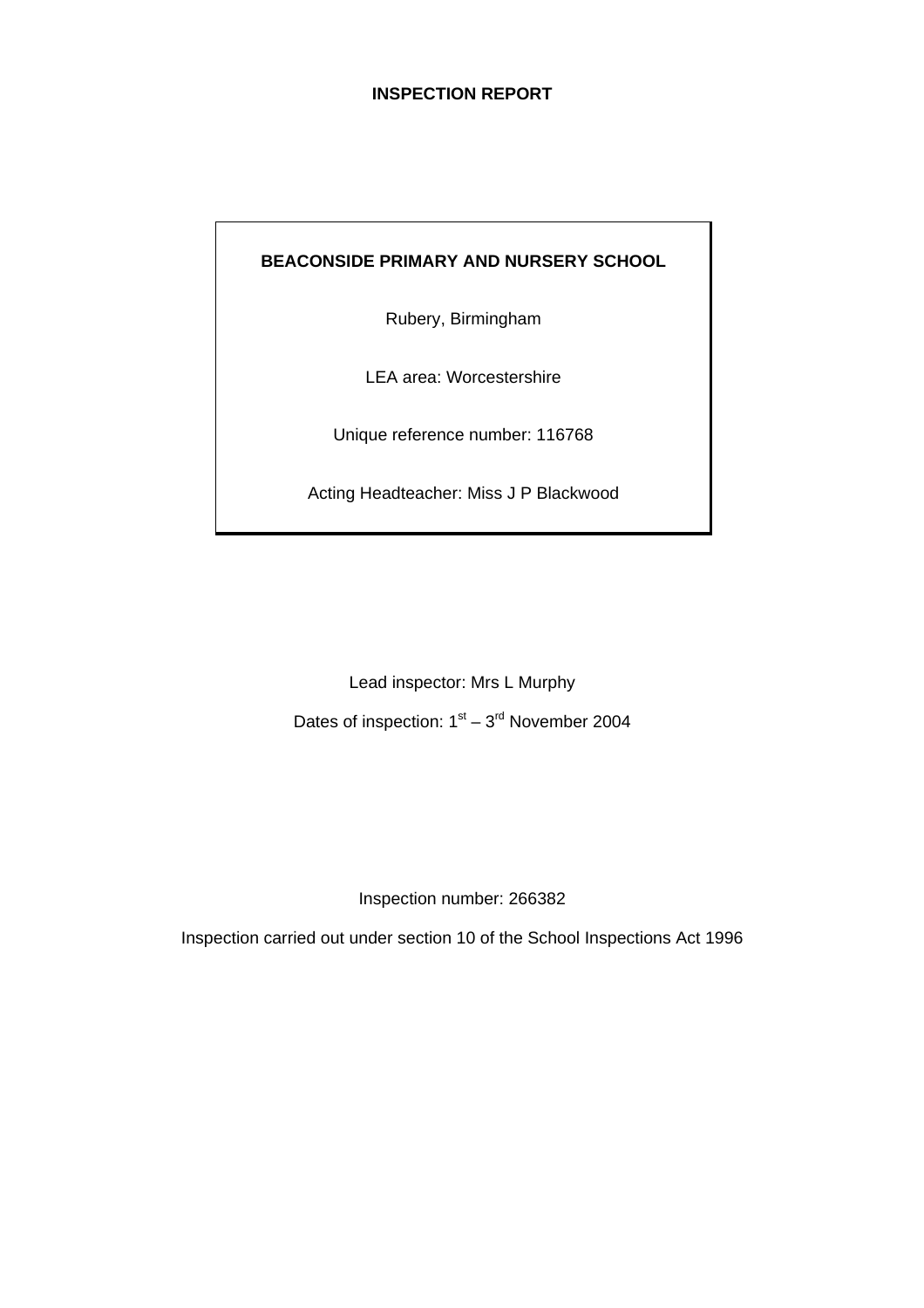# INSPECTION REPORT

**BEACONSIDE PRIMARY AND NURSERY SCHOOL**

Rubery, Birmingham

LEA area: Worcestershire

Unique reference number: 116768

Acting Headteacher: Miss J P Blackwood

Lead inspector: Mrs L Murphy

Dates of inspection: 1st – 3rd November 2004

Inspection number: 266382

Inspection carried out under section 10 of the School Inspections Act 1996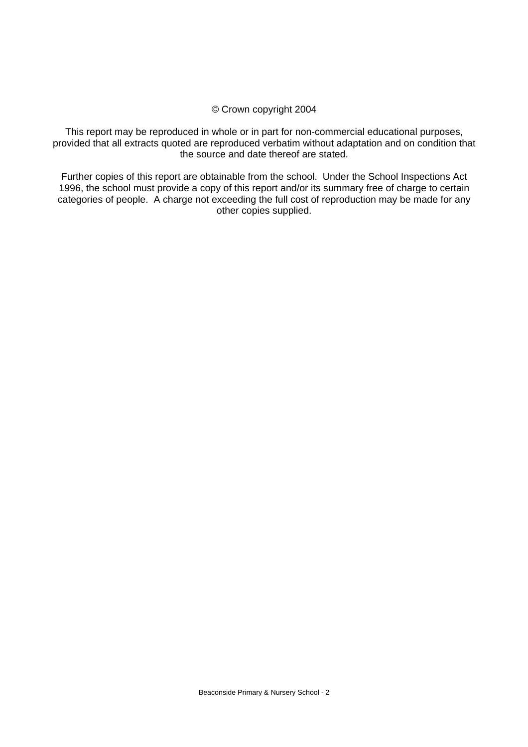© Crown copyright 2004

This report may be reproduced in whole or in part for non-commercial educational purposes, provided that all extracts quoted are reproduced verbatim without adaptation and on condition that the source and date thereof are stated.

Further copies of this report are obtainable from the school. Under the School Inspections Act 1996, the school must provide a copy of this report and/or its summary free of charge to certain categories of people. A charge not exceeding the full cost of reproduction may be made for any other copies supplied.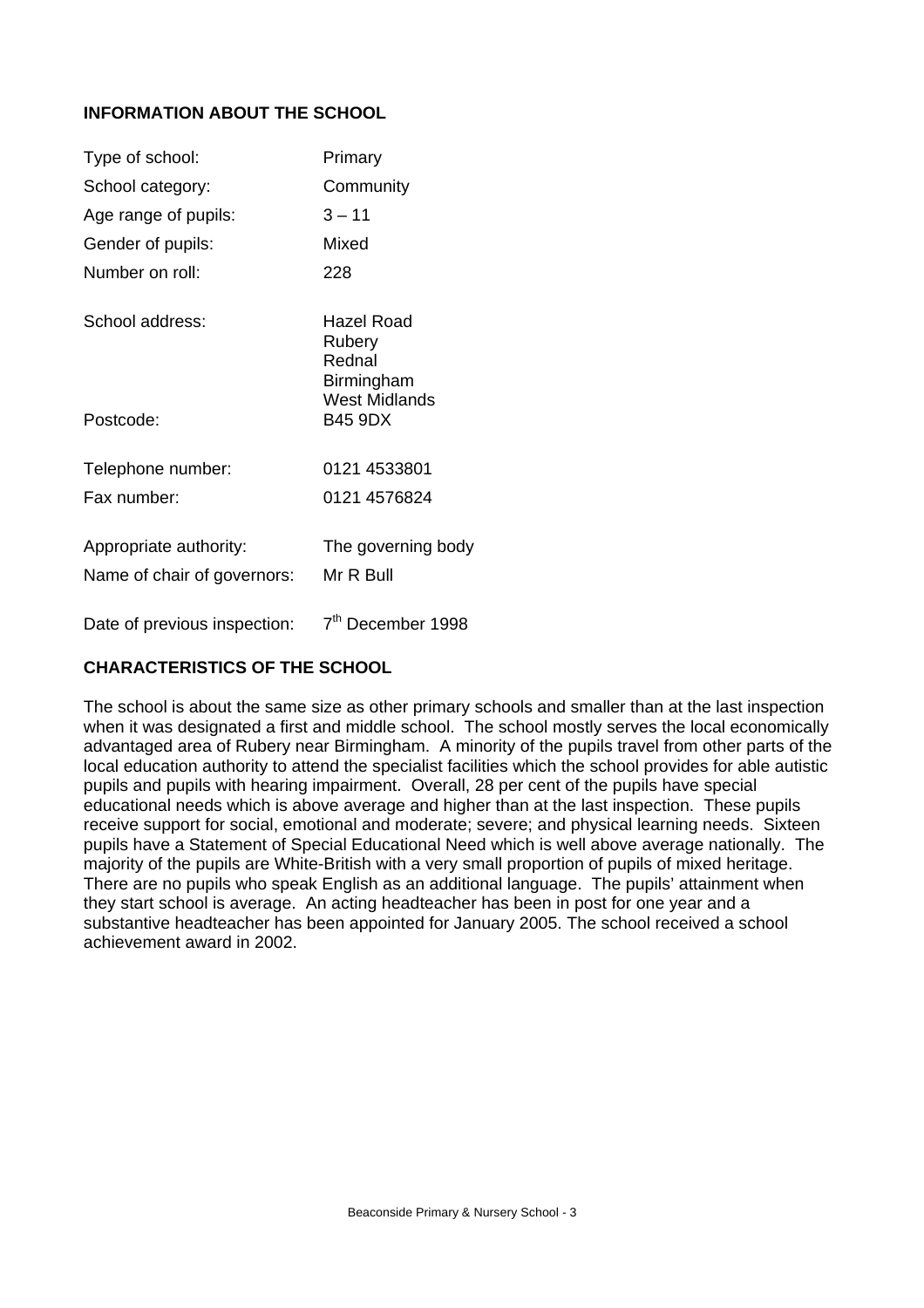## INFORMATION ABOUT THE SCHOOL

| | |
|---|---|
| Type of school: | Primary |
| School category: | Community |
| Age range of pupils: | 3 – 11 |
| Gender of pupils: | Mixed |
| Number on roll: | 228 |
| School address: | Hazel Road<br>Rubery<br>Rednal<br>Birmingham<br>West Midlands |
| Postcode: | B45 9DX |
| Telephone number: | 0121 4533801 |
| Fax number: | 0121 4576824 |
| Appropriate authority: | The governing body |
| Name of chair of governors: | Mr R Bull |
| Date of previous inspection: | 7th December 1998 |

## CHARACTERISTICS OF THE SCHOOL

The school is about the same size as other primary schools and smaller than at the last inspection when it was designated a first and middle school. The school mostly serves the local economically advantaged area of Rubery near Birmingham. A minority of the pupils travel from other parts of the local education authority to attend the specialist facilities which the school provides for able autistic pupils and pupils with hearing impairment. Overall, 28 per cent of the pupils have special educational needs which is above average and higher than at the last inspection. These pupils receive support for social, emotional and moderate; severe; and physical learning needs. Sixteen pupils have a Statement of Special Educational Need which is well above average nationally. The majority of the pupils are White-British with a very small proportion of pupils of mixed heritage. There are no pupils who speak English as an additional language. The pupils' attainment when they start school is average. An acting headteacher has been in post for one year and a substantive headteacher has been appointed for January 2005. The school received a school achievement award in 2002.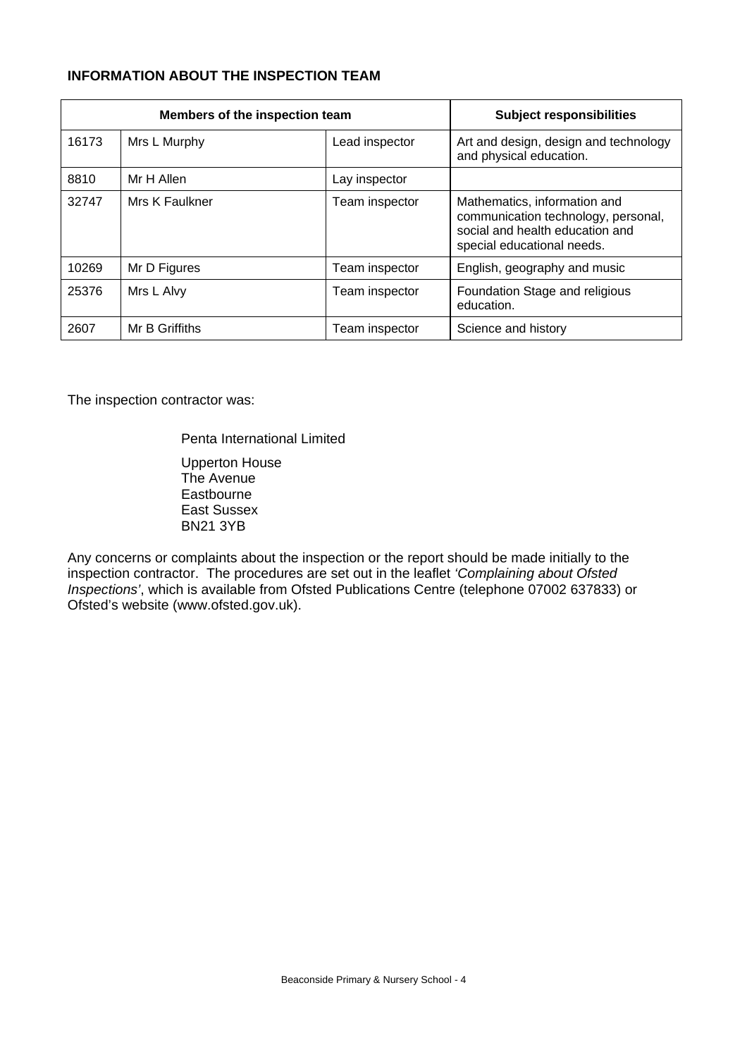**INFORMATION ABOUT THE INSPECTION TEAM**

| Members of the inspection team | | | Subject responsibilities |
|---|---|---|---|
| 16173 | Mrs L Murphy | Lead inspector | Art and design, design and technology and physical education. |
| 8810 | Mr H Allen | Lay inspector | |
| 32747 | Mrs K Faulkner | Team inspector | Mathematics, information and communication technology, personal, social and health education and special educational needs. |
| 10269 | Mr D Figures | Team inspector | English, geography and music |
| 25376 | Mrs L Alvy | Team inspector | Foundation Stage and religious education. |
| 2607 | Mr B Griffiths | Team inspector | Science and history |

The inspection contractor was:

Penta International Limited

Upperton House
The Avenue
Eastbourne
East Sussex
BN21 3YB

Any concerns or complaints about the inspection or the report should be made initially to the inspection contractor. The procedures are set out in the leaflet *'Complaining about Ofsted Inspections'*, which is available from Ofsted Publications Centre (telephone 07002 637833) or Ofsted's website (www.ofsted.gov.uk).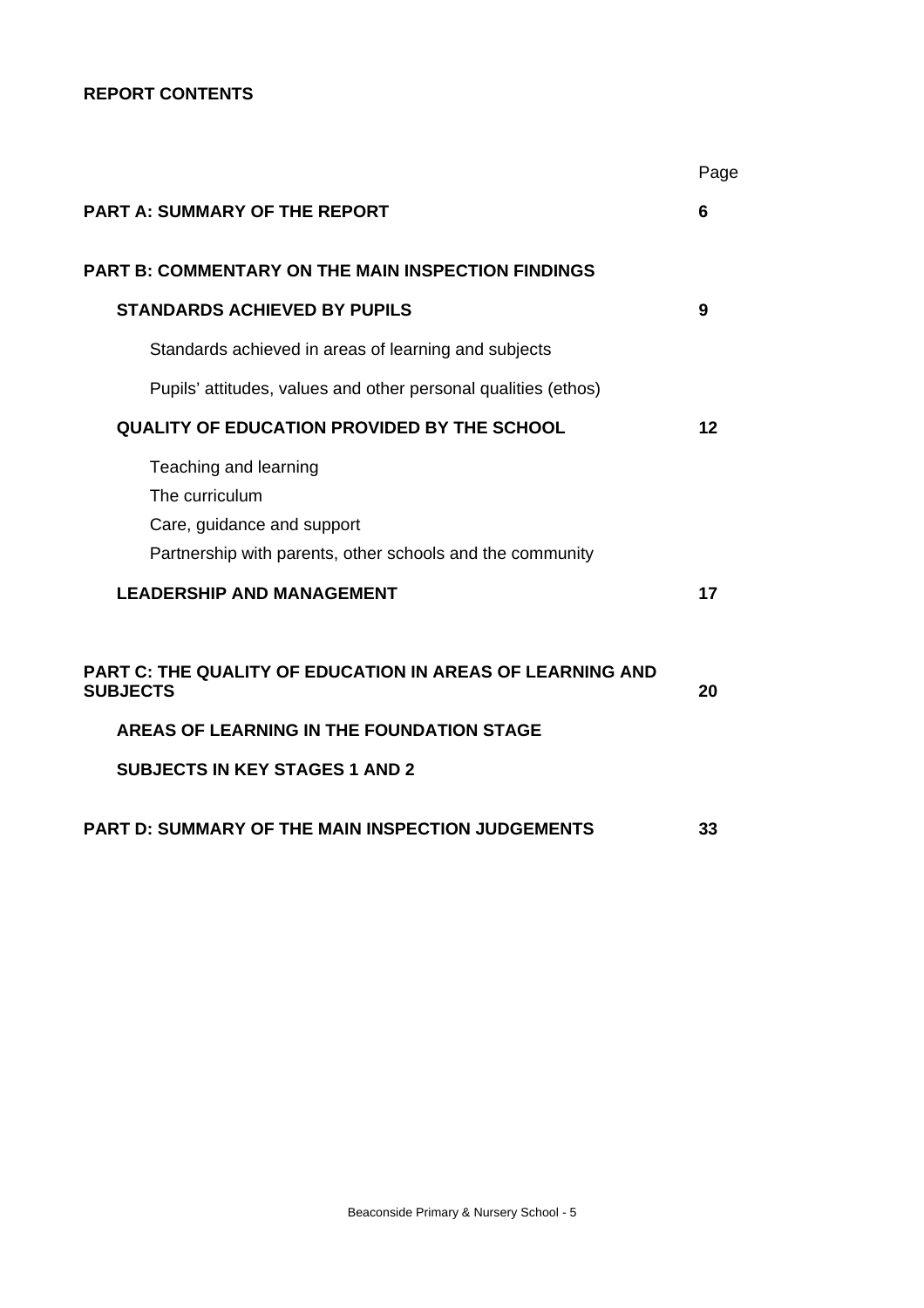**REPORT CONTENTS**

| | Page |
|---|---|
| **PART A: SUMMARY OF THE REPORT** | **6** |
| **PART B: COMMENTARY ON THE MAIN INSPECTION FINDINGS** | |
| **STANDARDS ACHIEVED BY PUPILS** | **9** |
| Standards achieved in areas of learning and subjects | |
| Pupils' attitudes, values and other personal qualities (ethos) | |
| **QUALITY OF EDUCATION PROVIDED BY THE SCHOOL** | **12** |
| Teaching and learning<br>The curriculum<br>Care, guidance and support<br>Partnership with parents, other schools and the community | |
| **LEADERSHIP AND MANAGEMENT** | **17** |
| **PART C: THE QUALITY OF EDUCATION IN AREAS OF LEARNING AND SUBJECTS** | **20** |
| **AREAS OF LEARNING IN THE FOUNDATION STAGE** | |
| **SUBJECTS IN KEY STAGES 1 AND 2** | |
| **PART D: SUMMARY OF THE MAIN INSPECTION JUDGEMENTS** | **33** |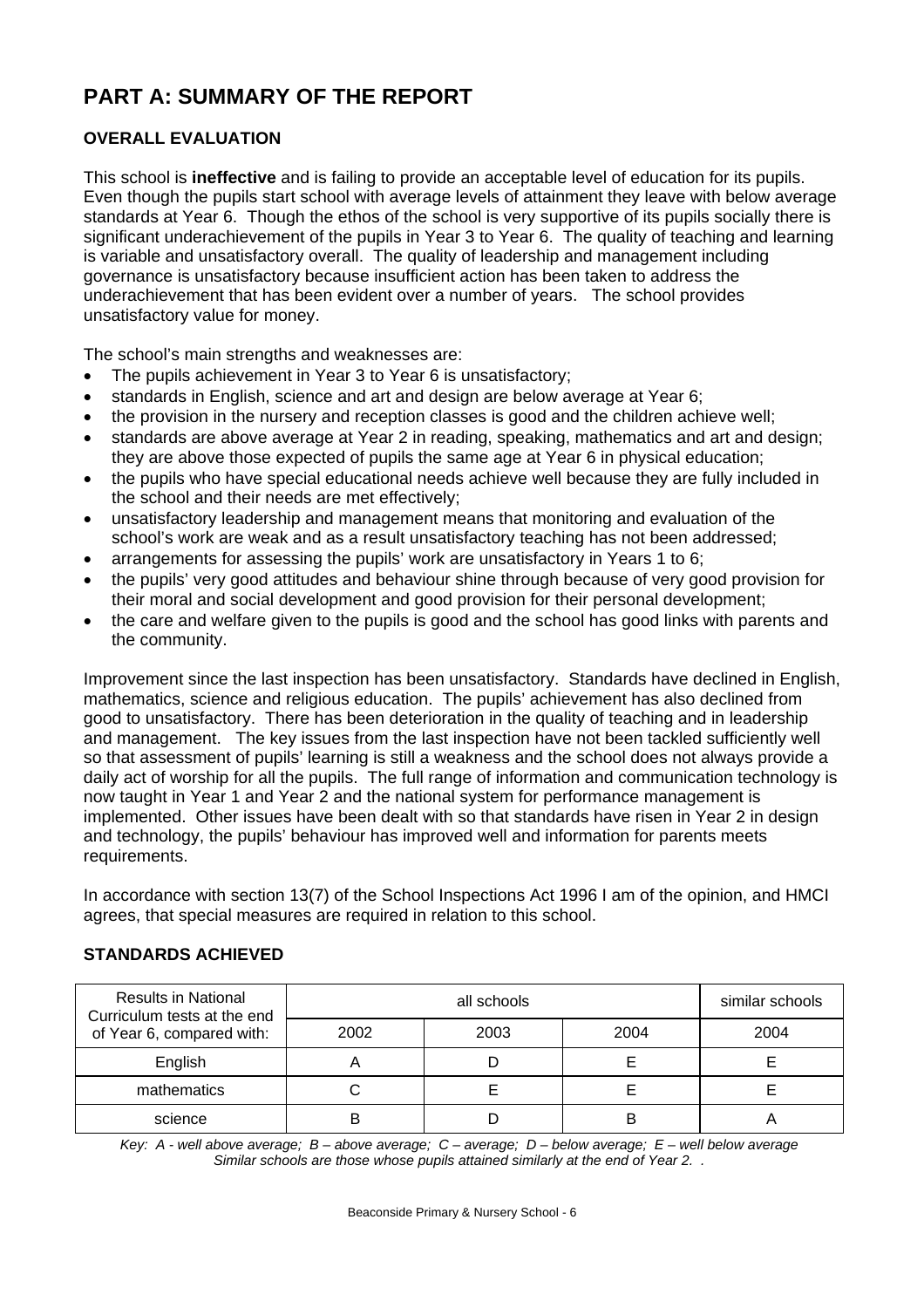# PART A: SUMMARY OF THE REPORT

## OVERALL EVALUATION

This school is **ineffective** and is failing to provide an acceptable level of education for its pupils. Even though the pupils start school with average levels of attainment they leave with below average standards at Year 6. Though the ethos of the school is very supportive of its pupils socially there is significant underachievement of the pupils in Year 3 to Year 6. The quality of teaching and learning is variable and unsatisfactory overall. The quality of leadership and management including governance is unsatisfactory because insufficient action has been taken to address the underachievement that has been evident over a number of years. The school provides unsatisfactory value for money.

The school's main strengths and weaknesses are:

- The pupils achievement in Year 3 to Year 6 is unsatisfactory;
- standards in English, science and art and design are below average at Year 6;
- the provision in the nursery and reception classes is good and the children achieve well;
- standards are above average at Year 2 in reading, speaking, mathematics and art and design; they are above those expected of pupils the same age at Year 6 in physical education;
- the pupils who have special educational needs achieve well because they are fully included in the school and their needs are met effectively;
- unsatisfactory leadership and management means that monitoring and evaluation of the school's work are weak and as a result unsatisfactory teaching has not been addressed;
- arrangements for assessing the pupils' work are unsatisfactory in Years 1 to 6;
- the pupils' very good attitudes and behaviour shine through because of very good provision for their moral and social development and good provision for their personal development;
- the care and welfare given to the pupils is good and the school has good links with parents and the community.

Improvement since the last inspection has been unsatisfactory. Standards have declined in English, mathematics, science and religious education. The pupils' achievement has also declined from good to unsatisfactory. There has been deterioration in the quality of teaching and in leadership and management. The key issues from the last inspection have not been tackled sufficiently well so that assessment of pupils' learning is still a weakness and the school does not always provide a daily act of worship for all the pupils. The full range of information and communication technology is now taught in Year 1 and Year 2 and the national system for performance management is implemented. Other issues have been dealt with so that standards have risen in Year 2 in design and technology, the pupils' behaviour has improved well and information for parents meets requirements.

In accordance with section 13(7) of the School Inspections Act 1996 I am of the opinion, and HMCI agrees, that special measures are required in relation to this school.

## STANDARDS ACHIEVED

| Results in National Curriculum tests at the end of Year 6, compared with: | all schools | | | similar schools |
|---|---|---|---|---|
| | 2002 | 2003 | 2004 | 2004 |
| English | A | D | E | E |
| mathematics | C | E | E | E |
| science | B | D | B | A |

*Key: A - well above average; B – above average; C – average; D – below average; E – well below average*
*Similar schools are those whose pupils attained similarly at the end of Year 2. .*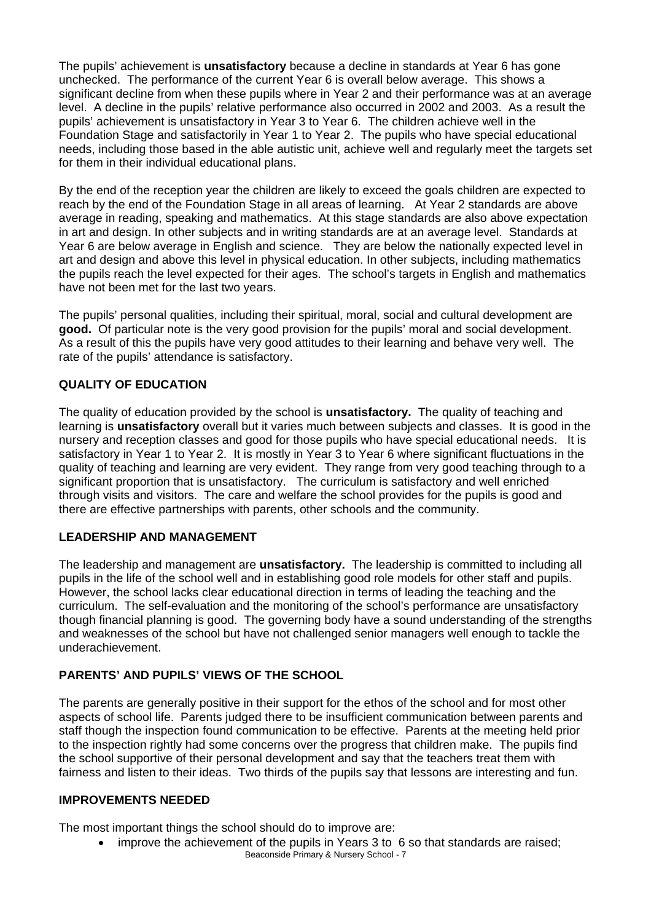The pupils' achievement is **unsatisfactory** because a decline in standards at Year 6 has gone unchecked. The performance of the current Year 6 is overall below average. This shows a significant decline from when these pupils where in Year 2 and their performance was at an average level. A decline in the pupils' relative performance also occurred in 2002 and 2003. As a result the pupils' achievement is unsatisfactory in Year 3 to Year 6. The children achieve well in the Foundation Stage and satisfactorily in Year 1 to Year 2. The pupils who have special educational needs, including those based in the able autistic unit, achieve well and regularly meet the targets set for them in their individual educational plans.

By the end of the reception year the children are likely to exceed the goals children are expected to reach by the end of the Foundation Stage in all areas of learning. At Year 2 standards are above average in reading, speaking and mathematics. At this stage standards are also above expectation in art and design. In other subjects and in writing standards are at an average level. Standards at Year 6 are below average in English and science. They are below the nationally expected level in art and design and above this level in physical education. In other subjects, including mathematics the pupils reach the level expected for their ages. The school's targets in English and mathematics have not been met for the last two years.

The pupils' personal qualities, including their spiritual, moral, social and cultural development are **good.** Of particular note is the very good provision for the pupils' moral and social development. As a result of this the pupils have very good attitudes to their learning and behave very well. The rate of the pupils' attendance is satisfactory.

## QUALITY OF EDUCATION

The quality of education provided by the school is **unsatisfactory.** The quality of teaching and learning is **unsatisfactory** overall but it varies much between subjects and classes. It is good in the nursery and reception classes and good for those pupils who have special educational needs. It is satisfactory in Year 1 to Year 2. It is mostly in Year 3 to Year 6 where significant fluctuations in the quality of teaching and learning are very evident. They range from very good teaching through to a significant proportion that is unsatisfactory. The curriculum is satisfactory and well enriched through visits and visitors. The care and welfare the school provides for the pupils is good and there are effective partnerships with parents, other schools and the community.

## LEADERSHIP AND MANAGEMENT

The leadership and management are **unsatisfactory.** The leadership is committed to including all pupils in the life of the school well and in establishing good role models for other staff and pupils. However, the school lacks clear educational direction in terms of leading the teaching and the curriculum. The self-evaluation and the monitoring of the school's performance are unsatisfactory though financial planning is good. The governing body have a sound understanding of the strengths and weaknesses of the school but have not challenged senior managers well enough to tackle the underachievement.

## PARENTS' AND PUPILS' VIEWS OF THE SCHOOL

The parents are generally positive in their support for the ethos of the school and for most other aspects of school life. Parents judged there to be insufficient communication between parents and staff though the inspection found communication to be effective. Parents at the meeting held prior to the inspection rightly had some concerns over the progress that children make. The pupils find the school supportive of their personal development and say that the teachers treat them with fairness and listen to their ideas. Two thirds of the pupils say that lessons are interesting and fun.

## IMPROVEMENTS NEEDED

The most important things the school should do to improve are:

- improve the achievement of the pupils in Years 3 to 6 so that standards are raised;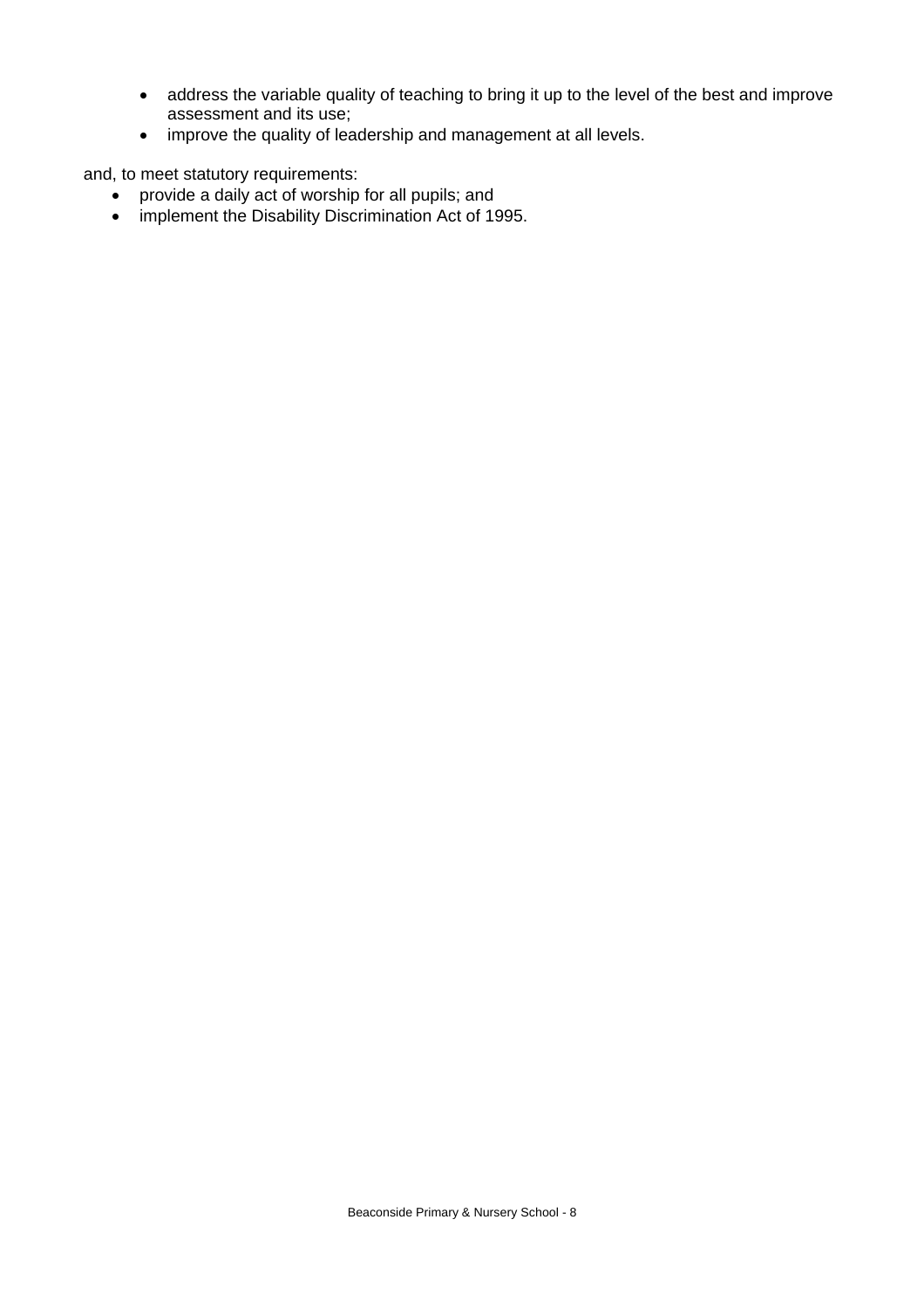- address the variable quality of teaching to bring it up to the level of the best and improve assessment and its use;
- improve the quality of leadership and management at all levels.

and, to meet statutory requirements:

- provide a daily act of worship for all pupils; and
- implement the Disability Discrimination Act of 1995.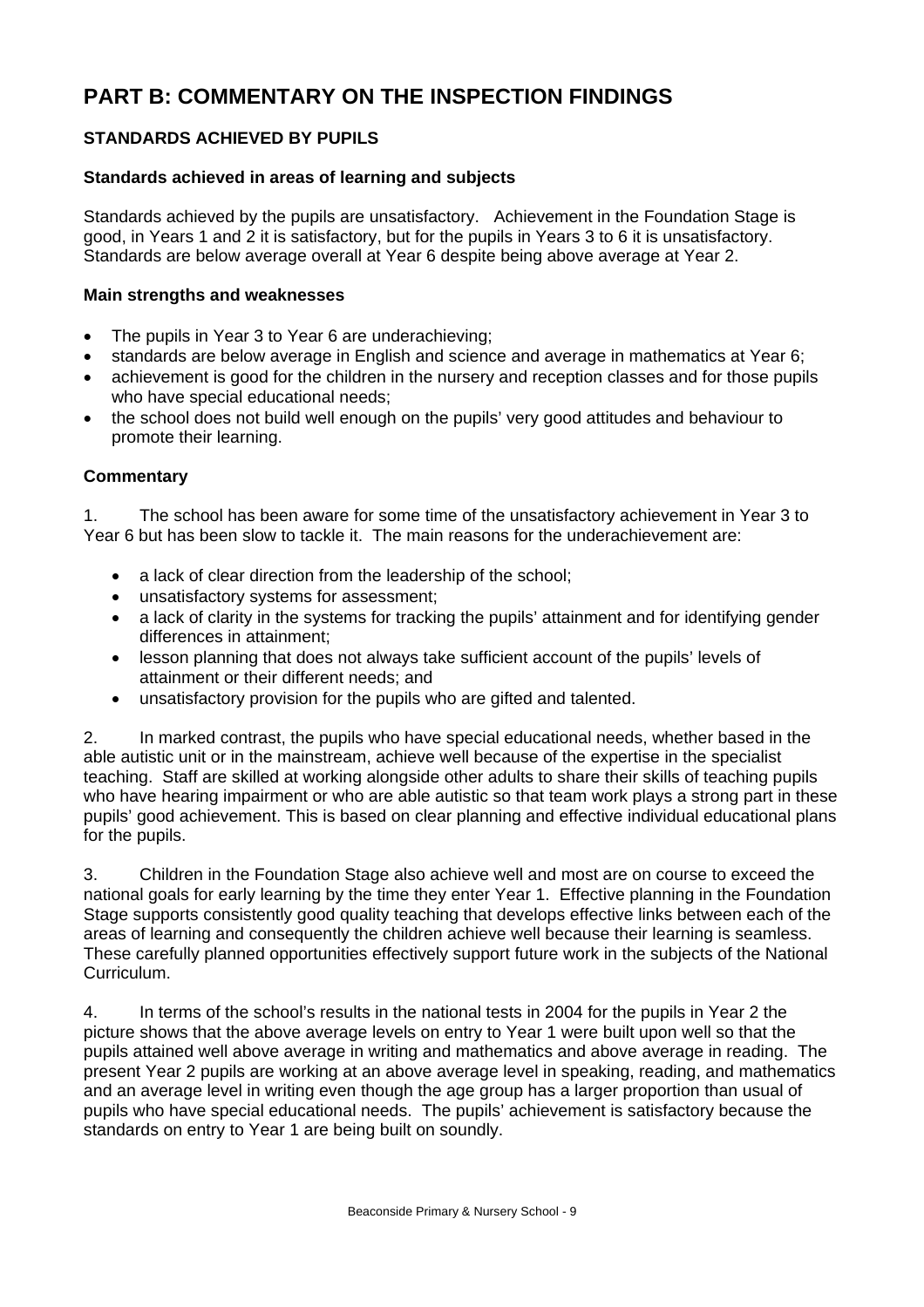# PART B: COMMENTARY ON THE INSPECTION FINDINGS

## STANDARDS ACHIEVED BY PUPILS

### Standards achieved in areas of learning and subjects

Standards achieved by the pupils are unsatisfactory. Achievement in the Foundation Stage is good, in Years 1 and 2 it is satisfactory, but for the pupils in Years 3 to 6 it is unsatisfactory. Standards are below average overall at Year 6 despite being above average at Year 2.

### Main strengths and weaknesses

- The pupils in Year 3 to Year 6 are underachieving;
- standards are below average in English and science and average in mathematics at Year 6;
- achievement is good for the children in the nursery and reception classes and for those pupils who have special educational needs;
- the school does not build well enough on the pupils' very good attitudes and behaviour to promote their learning.

### Commentary

1. The school has been aware for some time of the unsatisfactory achievement in Year 3 to Year 6 but has been slow to tackle it. The main reasons for the underachievement are:

   - a lack of clear direction from the leadership of the school;
   - unsatisfactory systems for assessment;
   - a lack of clarity in the systems for tracking the pupils' attainment and for identifying gender differences in attainment;
   - lesson planning that does not always take sufficient account of the pupils' levels of attainment or their different needs; and
   - unsatisfactory provision for the pupils who are gifted and talented.

2. In marked contrast, the pupils who have special educational needs, whether based in the able autistic unit or in the mainstream, achieve well because of the expertise in the specialist teaching. Staff are skilled at working alongside other adults to share their skills of teaching pupils who have hearing impairment or who are able autistic so that team work plays a strong part in these pupils' good achievement. This is based on clear planning and effective individual educational plans for the pupils.

3. Children in the Foundation Stage also achieve well and most are on course to exceed the national goals for early learning by the time they enter Year 1. Effective planning in the Foundation Stage supports consistently good quality teaching that develops effective links between each of the areas of learning and consequently the children achieve well because their learning is seamless. These carefully planned opportunities effectively support future work in the subjects of the National Curriculum.

4. In terms of the school's results in the national tests in 2004 for the pupils in Year 2 the picture shows that the above average levels on entry to Year 1 were built upon well so that the pupils attained well above average in writing and mathematics and above average in reading. The present Year 2 pupils are working at an above average level in speaking, reading, and mathematics and an average level in writing even though the age group has a larger proportion than usual of pupils who have special educational needs. The pupils' achievement is satisfactory because the standards on entry to Year 1 are being built on soundly.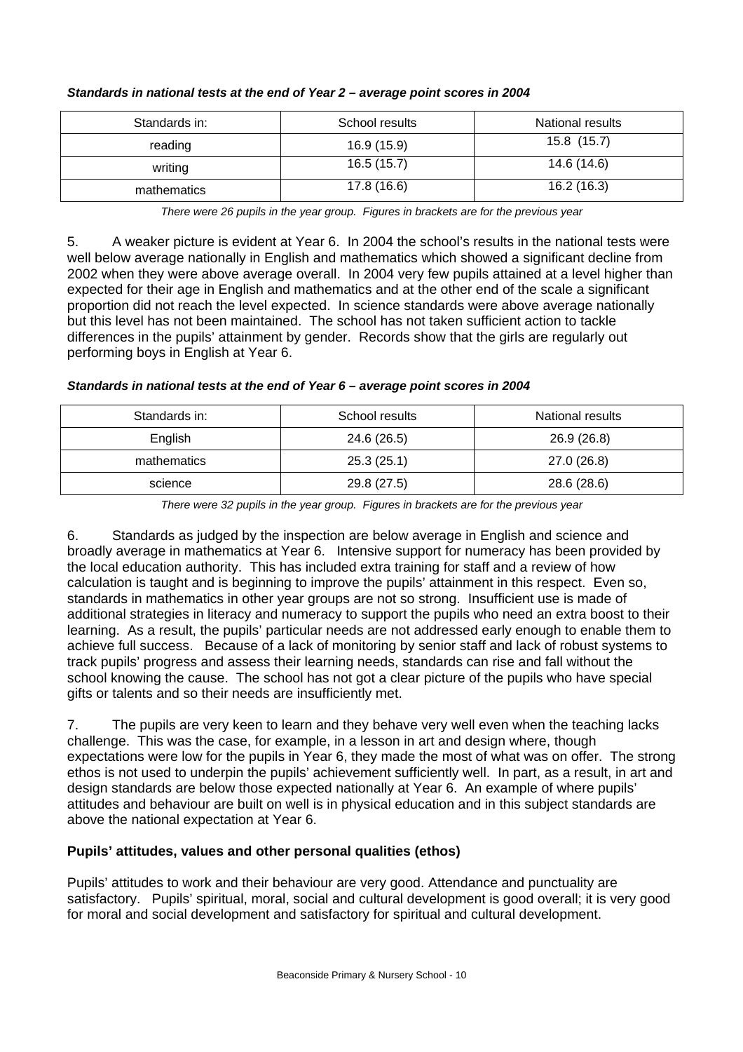***Standards in national tests at the end of Year 2 – average point scores in 2004***

| Standards in: | School results | National results |
|---|---|---|
| reading | 16.9 (15.9) | 15.8 (15.7) |
| writing | 16.5 (15.7) | 14.6 (14.6) |
| mathematics | 17.8 (16.6) | 16.2 (16.3) |

*There were 26 pupils in the year group. Figures in brackets are for the previous year*

5. A weaker picture is evident at Year 6. In 2004 the school's results in the national tests were well below average nationally in English and mathematics which showed a significant decline from 2002 when they were above average overall. In 2004 very few pupils attained at a level higher than expected for their age in English and mathematics and at the other end of the scale a significant proportion did not reach the level expected. In science standards were above average nationally but this level has not been maintained. The school has not taken sufficient action to tackle differences in the pupils' attainment by gender. Records show that the girls are regularly out performing boys in English at Year 6.

***Standards in national tests at the end of Year 6 – average point scores in 2004***

| Standards in: | School results | National results |
|---|---|---|
| English | 24.6 (26.5) | 26.9 (26.8) |
| mathematics | 25.3 (25.1) | 27.0 (26.8) |
| science | 29.8 (27.5) | 28.6 (28.6) |

*There were 32 pupils in the year group. Figures in brackets are for the previous year*

6. Standards as judged by the inspection are below average in English and science and broadly average in mathematics at Year 6. Intensive support for numeracy has been provided by the local education authority. This has included extra training for staff and a review of how calculation is taught and is beginning to improve the pupils' attainment in this respect. Even so, standards in mathematics in other year groups are not so strong. Insufficient use is made of additional strategies in literacy and numeracy to support the pupils who need an extra boost to their learning. As a result, the pupils' particular needs are not addressed early enough to enable them to achieve full success. Because of a lack of monitoring by senior staff and lack of robust systems to track pupils' progress and assess their learning needs, standards can rise and fall without the school knowing the cause. The school has not got a clear picture of the pupils who have special gifts or talents and so their needs are insufficiently met.

7. The pupils are very keen to learn and they behave very well even when the teaching lacks challenge. This was the case, for example, in a lesson in art and design where, though expectations were low for the pupils in Year 6, they made the most of what was on offer. The strong ethos is not used to underpin the pupils' achievement sufficiently well. In part, as a result, in art and design standards are below those expected nationally at Year 6. An example of where pupils' attitudes and behaviour are built on well is in physical education and in this subject standards are above the national expectation at Year 6.

## Pupils' attitudes, values and other personal qualities (ethos)

Pupils' attitudes to work and their behaviour are very good. Attendance and punctuality are satisfactory. Pupils' spiritual, moral, social and cultural development is good overall; it is very good for moral and social development and satisfactory for spiritual and cultural development.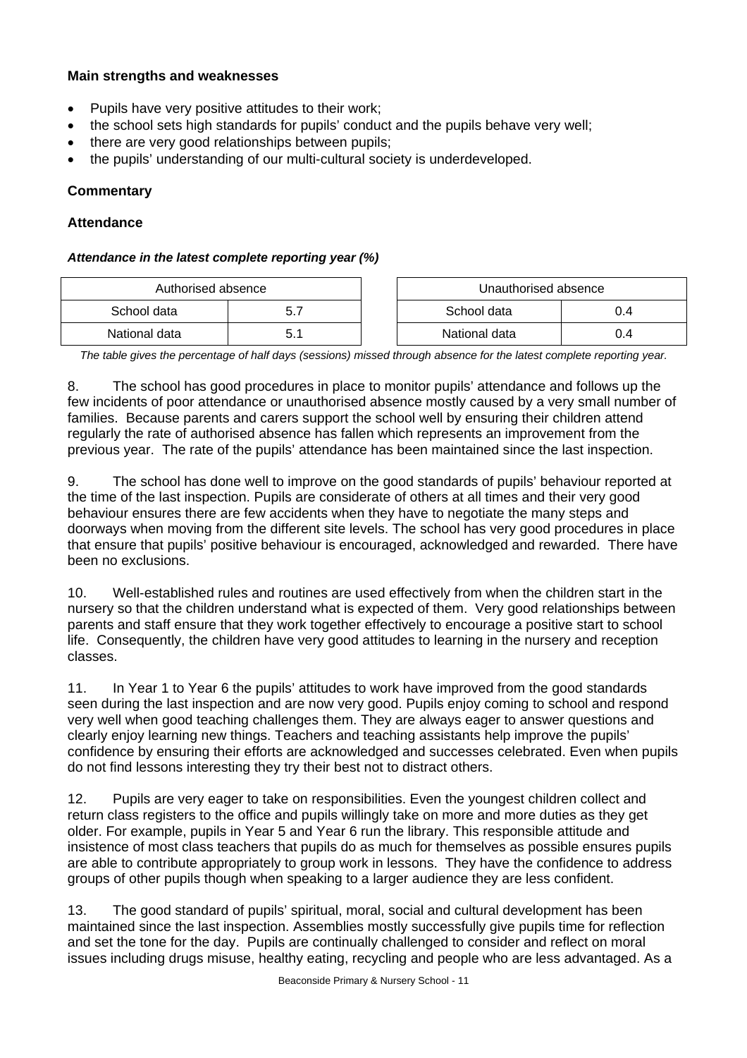### Main strengths and weaknesses

- Pupils have very positive attitudes to their work;
- the school sets high standards for pupils' conduct and the pupils behave very well;
- there are very good relationships between pupils;
- the pupils' understanding of our multi-cultural society is underdeveloped.

### Commentary

### Attendance

***Attendance in the latest complete reporting year (%)***

| Authorised absence | |
|---|---|
| School data | 5.7 |
| National data | 5.1 |

| Unauthorised absence | |
|---|---|
| School data | 0.4 |
| National data | 0.4 |

*The table gives the percentage of half days (sessions) missed through absence for the latest complete reporting year.*

8. The school has good procedures in place to monitor pupils' attendance and follows up the few incidents of poor attendance or unauthorised absence mostly caused by a very small number of families. Because parents and carers support the school well by ensuring their children attend regularly the rate of authorised absence has fallen which represents an improvement from the previous year. The rate of the pupils' attendance has been maintained since the last inspection.

9. The school has done well to improve on the good standards of pupils' behaviour reported at the time of the last inspection. Pupils are considerate of others at all times and their very good behaviour ensures there are few accidents when they have to negotiate the many steps and doorways when moving from the different site levels. The school has very good procedures in place that ensure that pupils' positive behaviour is encouraged, acknowledged and rewarded. There have been no exclusions.

10. Well-established rules and routines are used effectively from when the children start in the nursery so that the children understand what is expected of them. Very good relationships between parents and staff ensure that they work together effectively to encourage a positive start to school life. Consequently, the children have very good attitudes to learning in the nursery and reception classes.

11. In Year 1 to Year 6 the pupils' attitudes to work have improved from the good standards seen during the last inspection and are now very good. Pupils enjoy coming to school and respond very well when good teaching challenges them. They are always eager to answer questions and clearly enjoy learning new things. Teachers and teaching assistants help improve the pupils' confidence by ensuring their efforts are acknowledged and successes celebrated. Even when pupils do not find lessons interesting they try their best not to distract others.

12. Pupils are very eager to take on responsibilities. Even the youngest children collect and return class registers to the office and pupils willingly take on more and more duties as they get older. For example, pupils in Year 5 and Year 6 run the library. This responsible attitude and insistence of most class teachers that pupils do as much for themselves as possible ensures pupils are able to contribute appropriately to group work in lessons. They have the confidence to address groups of other pupils though when speaking to a larger audience they are less confident.

13. The good standard of pupils' spiritual, moral, social and cultural development has been maintained since the last inspection. Assemblies mostly successfully give pupils time for reflection and set the tone for the day. Pupils are continually challenged to consider and reflect on moral issues including drugs misuse, healthy eating, recycling and people who are less advantaged. As a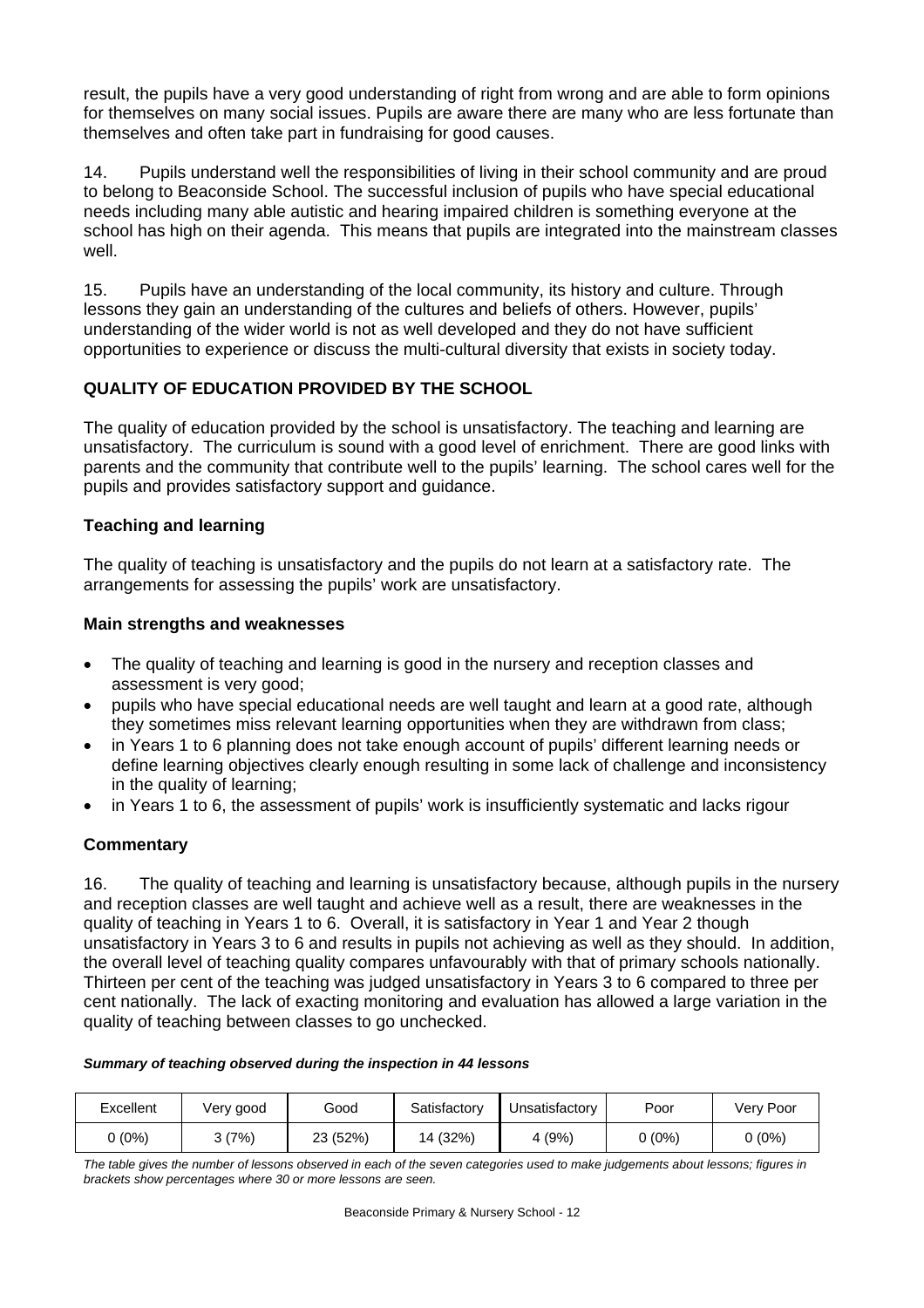result, the pupils have a very good understanding of right from wrong and are able to form opinions for themselves on many social issues. Pupils are aware there are many who are less fortunate than themselves and often take part in fundraising for good causes.

14. Pupils understand well the responsibilities of living in their school community and are proud to belong to Beaconside School. The successful inclusion of pupils who have special educational needs including many able autistic and hearing impaired children is something everyone at the school has high on their agenda. This means that pupils are integrated into the mainstream classes well.

15. Pupils have an understanding of the local community, its history and culture. Through lessons they gain an understanding of the cultures and beliefs of others. However, pupils' understanding of the wider world is not as well developed and they do not have sufficient opportunities to experience or discuss the multi-cultural diversity that exists in society today.

## QUALITY OF EDUCATION PROVIDED BY THE SCHOOL

The quality of education provided by the school is unsatisfactory. The teaching and learning are unsatisfactory. The curriculum is sound with a good level of enrichment. There are good links with parents and the community that contribute well to the pupils' learning. The school cares well for the pupils and provides satisfactory support and guidance.

### Teaching and learning

The quality of teaching is unsatisfactory and the pupils do not learn at a satisfactory rate. The arrangements for assessing the pupils' work are unsatisfactory.

#### Main strengths and weaknesses

- The quality of teaching and learning is good in the nursery and reception classes and assessment is very good;
- pupils who have special educational needs are well taught and learn at a good rate, although they sometimes miss relevant learning opportunities when they are withdrawn from class;
- in Years 1 to 6 planning does not take enough account of pupils' different learning needs or define learning objectives clearly enough resulting in some lack of challenge and inconsistency in the quality of learning;
- in Years 1 to 6, the assessment of pupils' work is insufficiently systematic and lacks rigour

#### Commentary

16. The quality of teaching and learning is unsatisfactory because, although pupils in the nursery and reception classes are well taught and achieve well as a result, there are weaknesses in the quality of teaching in Years 1 to 6. Overall, it is satisfactory in Year 1 and Year 2 though unsatisfactory in Years 3 to 6 and results in pupils not achieving as well as they should. In addition, the overall level of teaching quality compares unfavourably with that of primary schools nationally. Thirteen per cent of the teaching was judged unsatisfactory in Years 3 to 6 compared to three per cent nationally. The lack of exacting monitoring and evaluation has allowed a large variation in the quality of teaching between classes to go unchecked.

***Summary of teaching observed during the inspection in 44 lessons***

| Excellent | Very good | Good | Satisfactory | Unsatisfactory | Poor | Very Poor |
|---|---|---|---|---|---|---|
| 0 (0%) | 3 (7%) | 23 (52%) | 14 (32%) | 4 (9%) | 0 (0%) | 0 (0%) |

*The table gives the number of lessons observed in each of the seven categories used to make judgements about lessons; figures in brackets show percentages where 30 or more lessons are seen.*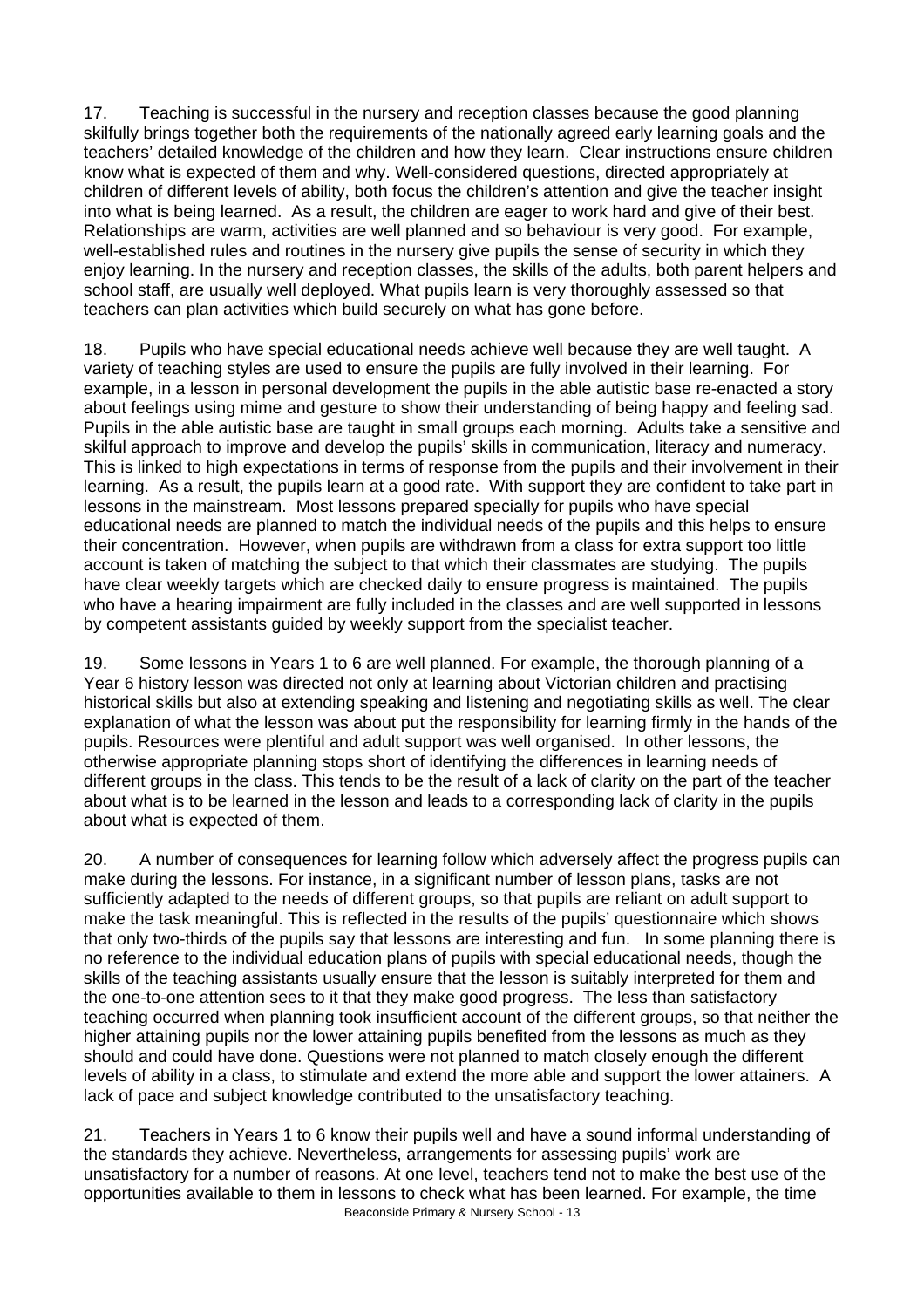17. Teaching is successful in the nursery and reception classes because the good planning skilfully brings together both the requirements of the nationally agreed early learning goals and the teachers' detailed knowledge of the children and how they learn. Clear instructions ensure children know what is expected of them and why. Well-considered questions, directed appropriately at children of different levels of ability, both focus the children's attention and give the teacher insight into what is being learned. As a result, the children are eager to work hard and give of their best. Relationships are warm, activities are well planned and so behaviour is very good. For example, well-established rules and routines in the nursery give pupils the sense of security in which they enjoy learning. In the nursery and reception classes, the skills of the adults, both parent helpers and school staff, are usually well deployed. What pupils learn is very thoroughly assessed so that teachers can plan activities which build securely on what has gone before.

18. Pupils who have special educational needs achieve well because they are well taught. A variety of teaching styles are used to ensure the pupils are fully involved in their learning. For example, in a lesson in personal development the pupils in the able autistic base re-enacted a story about feelings using mime and gesture to show their understanding of being happy and feeling sad. Pupils in the able autistic base are taught in small groups each morning. Adults take a sensitive and skilful approach to improve and develop the pupils' skills in communication, literacy and numeracy. This is linked to high expectations in terms of response from the pupils and their involvement in their learning. As a result, the pupils learn at a good rate. With support they are confident to take part in lessons in the mainstream. Most lessons prepared specially for pupils who have special educational needs are planned to match the individual needs of the pupils and this helps to ensure their concentration. However, when pupils are withdrawn from a class for extra support too little account is taken of matching the subject to that which their classmates are studying. The pupils have clear weekly targets which are checked daily to ensure progress is maintained. The pupils who have a hearing impairment are fully included in the classes and are well supported in lessons by competent assistants guided by weekly support from the specialist teacher.

19. Some lessons in Years 1 to 6 are well planned. For example, the thorough planning of a Year 6 history lesson was directed not only at learning about Victorian children and practising historical skills but also at extending speaking and listening and negotiating skills as well. The clear explanation of what the lesson was about put the responsibility for learning firmly in the hands of the pupils. Resources were plentiful and adult support was well organised. In other lessons, the otherwise appropriate planning stops short of identifying the differences in learning needs of different groups in the class. This tends to be the result of a lack of clarity on the part of the teacher about what is to be learned in the lesson and leads to a corresponding lack of clarity in the pupils about what is expected of them.

20. A number of consequences for learning follow which adversely affect the progress pupils can make during the lessons. For instance, in a significant number of lesson plans, tasks are not sufficiently adapted to the needs of different groups, so that pupils are reliant on adult support to make the task meaningful. This is reflected in the results of the pupils' questionnaire which shows that only two-thirds of the pupils say that lessons are interesting and fun. In some planning there is no reference to the individual education plans of pupils with special educational needs, though the skills of the teaching assistants usually ensure that the lesson is suitably interpreted for them and the one-to-one attention sees to it that they make good progress. The less than satisfactory teaching occurred when planning took insufficient account of the different groups, so that neither the higher attaining pupils nor the lower attaining pupils benefited from the lessons as much as they should and could have done. Questions were not planned to match closely enough the different levels of ability in a class, to stimulate and extend the more able and support the lower attainers. A lack of pace and subject knowledge contributed to the unsatisfactory teaching.

21. Teachers in Years 1 to 6 know their pupils well and have a sound informal understanding of the standards they achieve. Nevertheless, arrangements for assessing pupils' work are unsatisfactory for a number of reasons. At one level, teachers tend not to make the best use of the opportunities available to them in lessons to check what has been learned. For example, the time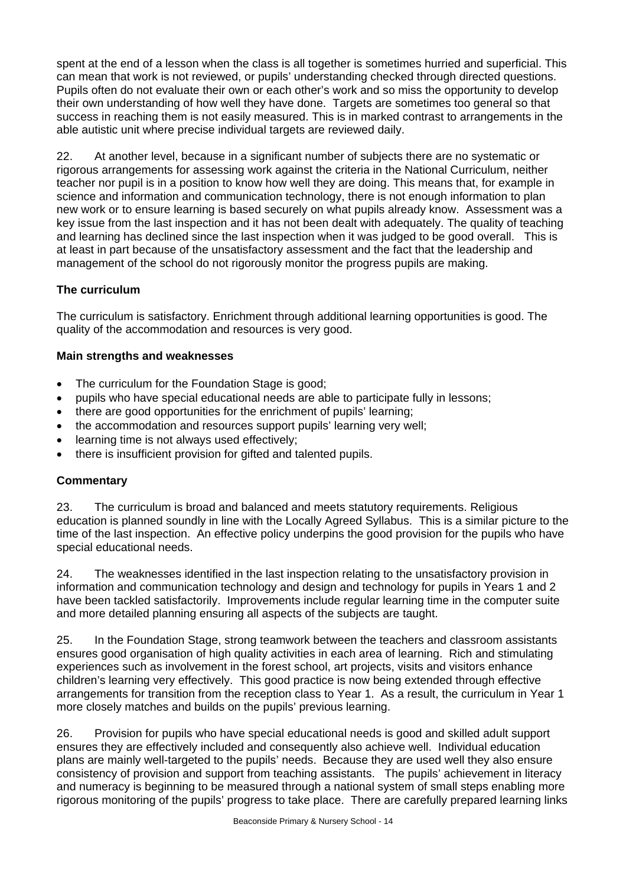spent at the end of a lesson when the class is all together is sometimes hurried and superficial. This can mean that work is not reviewed, or pupils' understanding checked through directed questions. Pupils often do not evaluate their own or each other's work and so miss the opportunity to develop their own understanding of how well they have done. Targets are sometimes too general so that success in reaching them is not easily measured. This is in marked contrast to arrangements in the able autistic unit where precise individual targets are reviewed daily.

22. At another level, because in a significant number of subjects there are no systematic or rigorous arrangements for assessing work against the criteria in the National Curriculum, neither teacher nor pupil is in a position to know how well they are doing. This means that, for example in science and information and communication technology, there is not enough information to plan new work or to ensure learning is based securely on what pupils already know. Assessment was a key issue from the last inspection and it has not been dealt with adequately. The quality of teaching and learning has declined since the last inspection when it was judged to be good overall. This is at least in part because of the unsatisfactory assessment and the fact that the leadership and management of the school do not rigorously monitor the progress pupils are making.

### The curriculum

The curriculum is satisfactory. Enrichment through additional learning opportunities is good. The quality of the accommodation and resources is very good.

#### Main strengths and weaknesses

- The curriculum for the Foundation Stage is good;
- pupils who have special educational needs are able to participate fully in lessons;
- there are good opportunities for the enrichment of pupils' learning;
- the accommodation and resources support pupils' learning very well;
- learning time is not always used effectively;
- there is insufficient provision for gifted and talented pupils.

#### Commentary

23. The curriculum is broad and balanced and meets statutory requirements. Religious education is planned soundly in line with the Locally Agreed Syllabus. This is a similar picture to the time of the last inspection. An effective policy underpins the good provision for the pupils who have special educational needs.

24. The weaknesses identified in the last inspection relating to the unsatisfactory provision in information and communication technology and design and technology for pupils in Years 1 and 2 have been tackled satisfactorily. Improvements include regular learning time in the computer suite and more detailed planning ensuring all aspects of the subjects are taught.

25. In the Foundation Stage, strong teamwork between the teachers and classroom assistants ensures good organisation of high quality activities in each area of learning. Rich and stimulating experiences such as involvement in the forest school, art projects, visits and visitors enhance children's learning very effectively. This good practice is now being extended through effective arrangements for transition from the reception class to Year 1. As a result, the curriculum in Year 1 more closely matches and builds on the pupils' previous learning.

26. Provision for pupils who have special educational needs is good and skilled adult support ensures they are effectively included and consequently also achieve well. Individual education plans are mainly well-targeted to the pupils' needs. Because they are used well they also ensure consistency of provision and support from teaching assistants. The pupils' achievement in literacy and numeracy is beginning to be measured through a national system of small steps enabling more rigorous monitoring of the pupils' progress to take place. There are carefully prepared learning links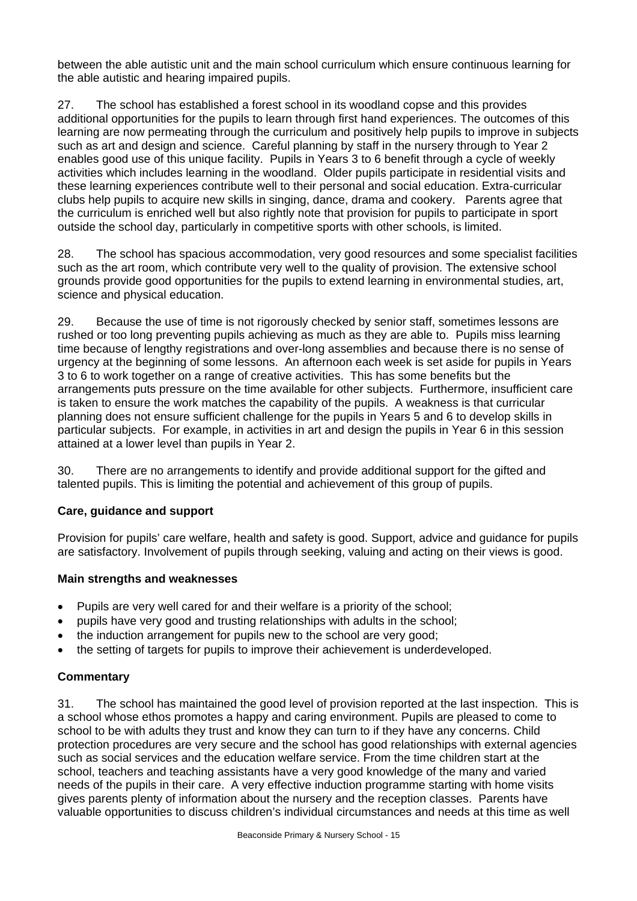between the able autistic unit and the main school curriculum which ensure continuous learning for the able autistic and hearing impaired pupils.

27. The school has established a forest school in its woodland copse and this provides additional opportunities for the pupils to learn through first hand experiences. The outcomes of this learning are now permeating through the curriculum and positively help pupils to improve in subjects such as art and design and science. Careful planning by staff in the nursery through to Year 2 enables good use of this unique facility. Pupils in Years 3 to 6 benefit through a cycle of weekly activities which includes learning in the woodland. Older pupils participate in residential visits and these learning experiences contribute well to their personal and social education. Extra-curricular clubs help pupils to acquire new skills in singing, dance, drama and cookery. Parents agree that the curriculum is enriched well but also rightly note that provision for pupils to participate in sport outside the school day, particularly in competitive sports with other schools, is limited.

28. The school has spacious accommodation, very good resources and some specialist facilities such as the art room, which contribute very well to the quality of provision. The extensive school grounds provide good opportunities for the pupils to extend learning in environmental studies, art, science and physical education.

29. Because the use of time is not rigorously checked by senior staff, sometimes lessons are rushed or too long preventing pupils achieving as much as they are able to. Pupils miss learning time because of lengthy registrations and over-long assemblies and because there is no sense of urgency at the beginning of some lessons. An afternoon each week is set aside for pupils in Years 3 to 6 to work together on a range of creative activities. This has some benefits but the arrangements puts pressure on the time available for other subjects. Furthermore, insufficient care is taken to ensure the work matches the capability of the pupils. A weakness is that curricular planning does not ensure sufficient challenge for the pupils in Years 5 and 6 to develop skills in particular subjects. For example, in activities in art and design the pupils in Year 6 in this session attained at a lower level than pupils in Year 2.

30. There are no arrangements to identify and provide additional support for the gifted and talented pupils. This is limiting the potential and achievement of this group of pupils.

### Care, guidance and support

Provision for pupils' care welfare, health and safety is good. Support, advice and guidance for pupils are satisfactory. Involvement of pupils through seeking, valuing and acting on their views is good.

#### Main strengths and weaknesses

- Pupils are very well cared for and their welfare is a priority of the school;
- pupils have very good and trusting relationships with adults in the school;
- the induction arrangement for pupils new to the school are very good;
- the setting of targets for pupils to improve their achievement is underdeveloped.

#### Commentary

31. The school has maintained the good level of provision reported at the last inspection. This is a school whose ethos promotes a happy and caring environment. Pupils are pleased to come to school to be with adults they trust and know they can turn to if they have any concerns. Child protection procedures are very secure and the school has good relationships with external agencies such as social services and the education welfare service. From the time children start at the school, teachers and teaching assistants have a very good knowledge of the many and varied needs of the pupils in their care. A very effective induction programme starting with home visits gives parents plenty of information about the nursery and the reception classes. Parents have valuable opportunities to discuss children's individual circumstances and needs at this time as well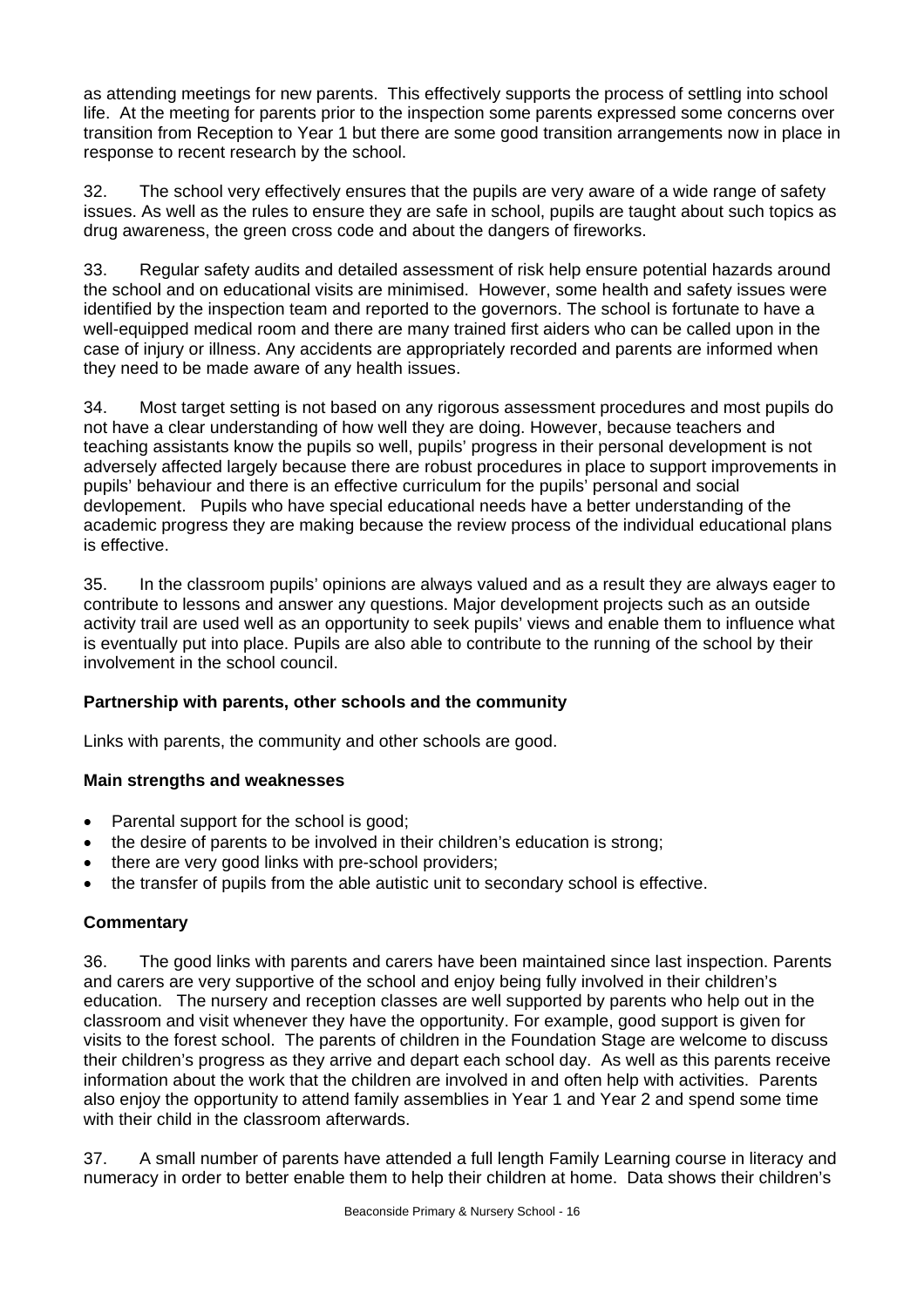as attending meetings for new parents. This effectively supports the process of settling into school life. At the meeting for parents prior to the inspection some parents expressed some concerns over transition from Reception to Year 1 but there are some good transition arrangements now in place in response to recent research by the school.

32. The school very effectively ensures that the pupils are very aware of a wide range of safety issues. As well as the rules to ensure they are safe in school, pupils are taught about such topics as drug awareness, the green cross code and about the dangers of fireworks.

33. Regular safety audits and detailed assessment of risk help ensure potential hazards around the school and on educational visits are minimised. However, some health and safety issues were identified by the inspection team and reported to the governors. The school is fortunate to have a well-equipped medical room and there are many trained first aiders who can be called upon in the case of injury or illness. Any accidents are appropriately recorded and parents are informed when they need to be made aware of any health issues.

34. Most target setting is not based on any rigorous assessment procedures and most pupils do not have a clear understanding of how well they are doing. However, because teachers and teaching assistants know the pupils so well, pupils' progress in their personal development is not adversely affected largely because there are robust procedures in place to support improvements in pupils' behaviour and there is an effective curriculum for the pupils' personal and social devlopement. Pupils who have special educational needs have a better understanding of the academic progress they are making because the review process of the individual educational plans is effective.

35. In the classroom pupils' opinions are always valued and as a result they are always eager to contribute to lessons and answer any questions. Major development projects such as an outside activity trail are used well as an opportunity to seek pupils' views and enable them to influence what is eventually put into place. Pupils are also able to contribute to the running of the school by their involvement in the school council.

**Partnership with parents, other schools and the community**

Links with parents, the community and other schools are good.

**Main strengths and weaknesses**

- Parental support for the school is good;
- the desire of parents to be involved in their children's education is strong;
- there are very good links with pre-school providers;
- the transfer of pupils from the able autistic unit to secondary school is effective.

**Commentary**

36. The good links with parents and carers have been maintained since last inspection. Parents and carers are very supportive of the school and enjoy being fully involved in their children's education. The nursery and reception classes are well supported by parents who help out in the classroom and visit whenever they have the opportunity. For example, good support is given for visits to the forest school. The parents of children in the Foundation Stage are welcome to discuss their children's progress as they arrive and depart each school day. As well as this parents receive information about the work that the children are involved in and often help with activities. Parents also enjoy the opportunity to attend family assemblies in Year 1 and Year 2 and spend some time with their child in the classroom afterwards.

37. A small number of parents have attended a full length Family Learning course in literacy and numeracy in order to better enable them to help their children at home. Data shows their children's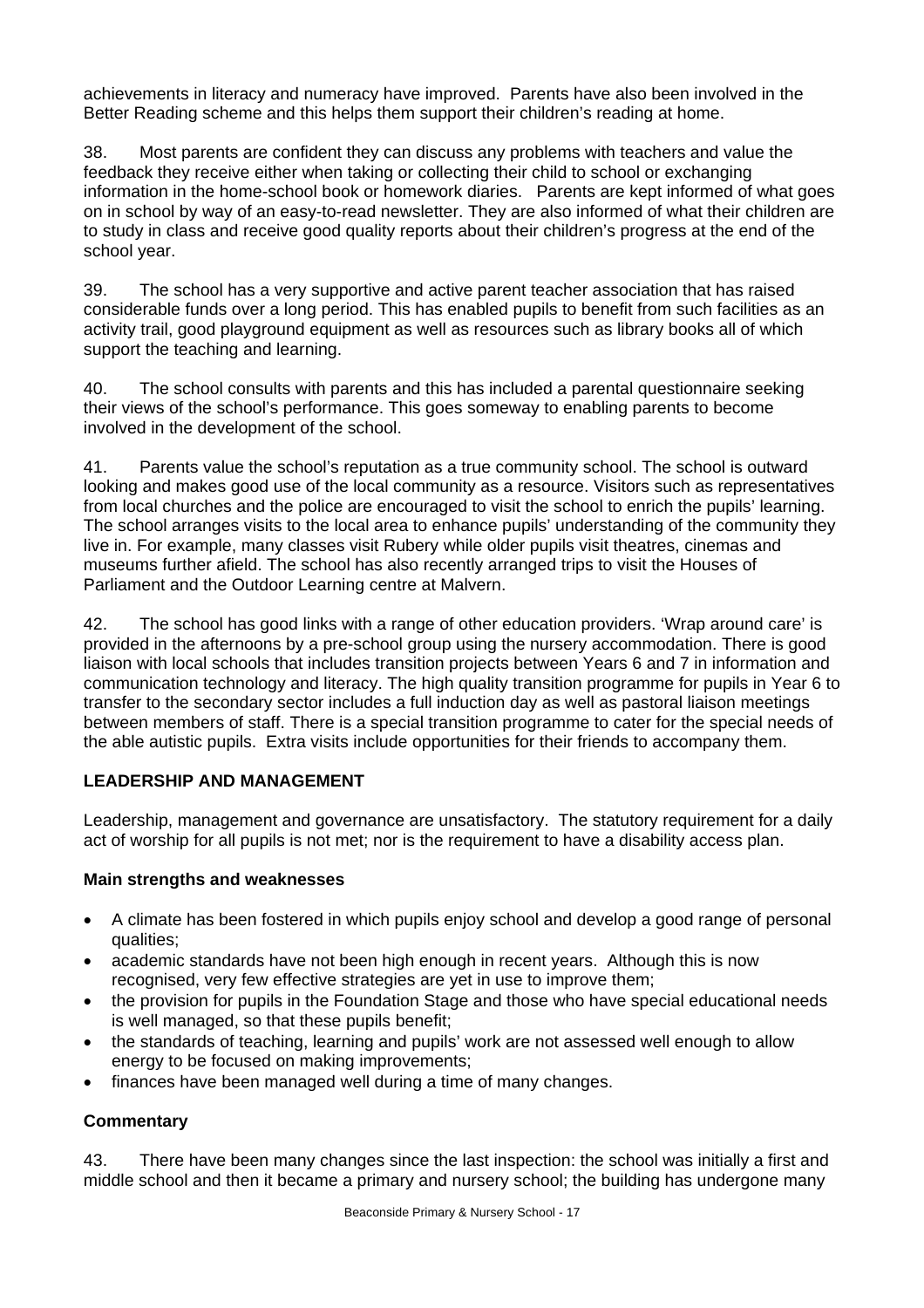achievements in literacy and numeracy have improved. Parents have also been involved in the Better Reading scheme and this helps them support their children's reading at home.

38. Most parents are confident they can discuss any problems with teachers and value the feedback they receive either when taking or collecting their child to school or exchanging information in the home-school book or homework diaries. Parents are kept informed of what goes on in school by way of an easy-to-read newsletter. They are also informed of what their children are to study in class and receive good quality reports about their children's progress at the end of the school year.

39. The school has a very supportive and active parent teacher association that has raised considerable funds over a long period. This has enabled pupils to benefit from such facilities as an activity trail, good playground equipment as well as resources such as library books all of which support the teaching and learning.

40. The school consults with parents and this has included a parental questionnaire seeking their views of the school's performance. This goes someway to enabling parents to become involved in the development of the school.

41. Parents value the school's reputation as a true community school. The school is outward looking and makes good use of the local community as a resource. Visitors such as representatives from local churches and the police are encouraged to visit the school to enrich the pupils' learning. The school arranges visits to the local area to enhance pupils' understanding of the community they live in. For example, many classes visit Rubery while older pupils visit theatres, cinemas and museums further afield. The school has also recently arranged trips to visit the Houses of Parliament and the Outdoor Learning centre at Malvern.

42. The school has good links with a range of other education providers. 'Wrap around care' is provided in the afternoons by a pre-school group using the nursery accommodation. There is good liaison with local schools that includes transition projects between Years 6 and 7 in information and communication technology and literacy. The high quality transition programme for pupils in Year 6 to transfer to the secondary sector includes a full induction day as well as pastoral liaison meetings between members of staff. There is a special transition programme to cater for the special needs of the able autistic pupils. Extra visits include opportunities for their friends to accompany them.

## LEADERSHIP AND MANAGEMENT

Leadership, management and governance are unsatisfactory. The statutory requirement for a daily act of worship for all pupils is not met; nor is the requirement to have a disability access plan.

### Main strengths and weaknesses

- A climate has been fostered in which pupils enjoy school and develop a good range of personal qualities;
- academic standards have not been high enough in recent years. Although this is now recognised, very few effective strategies are yet in use to improve them;
- the provision for pupils in the Foundation Stage and those who have special educational needs is well managed, so that these pupils benefit;
- the standards of teaching, learning and pupils' work are not assessed well enough to allow energy to be focused on making improvements;
- finances have been managed well during a time of many changes.

### Commentary

43. There have been many changes since the last inspection: the school was initially a first and middle school and then it became a primary and nursery school; the building has undergone many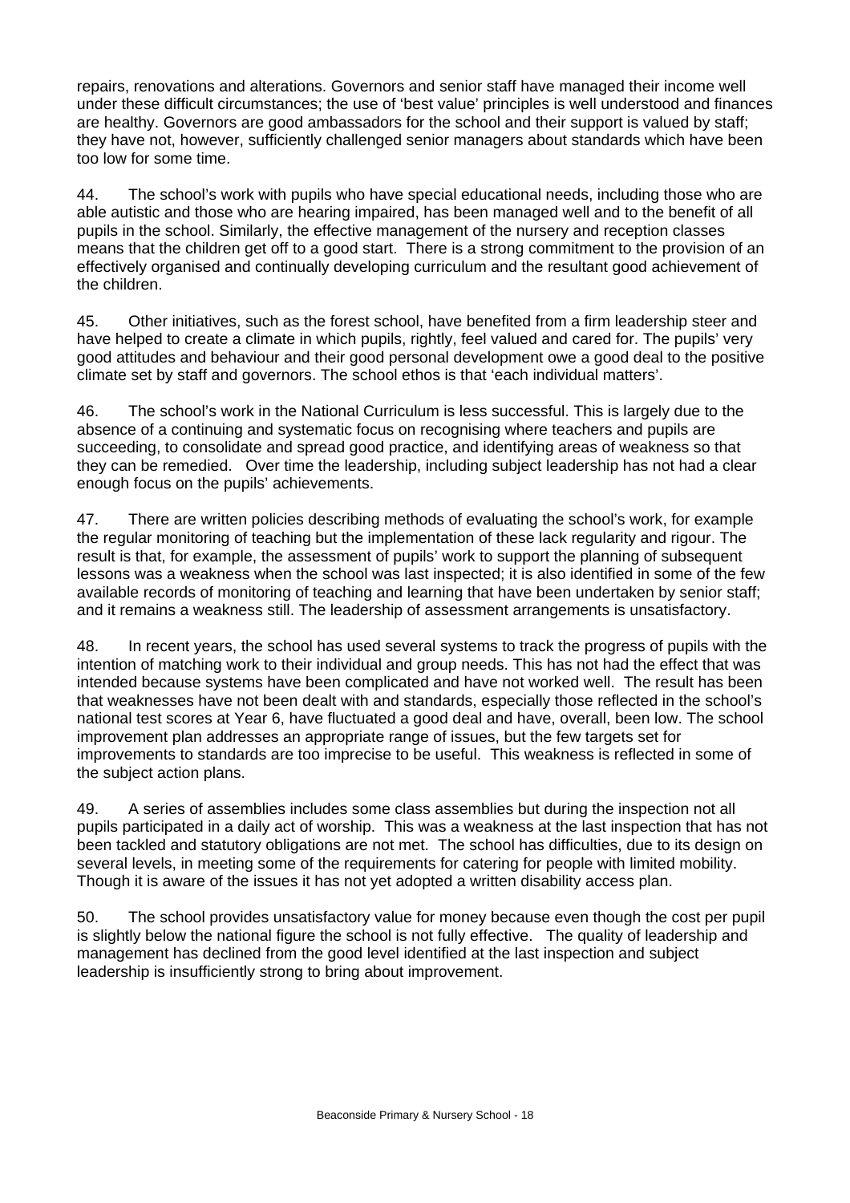repairs, renovations and alterations. Governors and senior staff have managed their income well under these difficult circumstances; the use of 'best value' principles is well understood and finances are healthy. Governors are good ambassadors for the school and their support is valued by staff; they have not, however, sufficiently challenged senior managers about standards which have been too low for some time.

44. The school's work with pupils who have special educational needs, including those who are able autistic and those who are hearing impaired, has been managed well and to the benefit of all pupils in the school. Similarly, the effective management of the nursery and reception classes means that the children get off to a good start. There is a strong commitment to the provision of an effectively organised and continually developing curriculum and the resultant good achievement of the children.

45. Other initiatives, such as the forest school, have benefited from a firm leadership steer and have helped to create a climate in which pupils, rightly, feel valued and cared for. The pupils' very good attitudes and behaviour and their good personal development owe a good deal to the positive climate set by staff and governors. The school ethos is that 'each individual matters'.

46. The school's work in the National Curriculum is less successful. This is largely due to the absence of a continuing and systematic focus on recognising where teachers and pupils are succeeding, to consolidate and spread good practice, and identifying areas of weakness so that they can be remedied. Over time the leadership, including subject leadership has not had a clear enough focus on the pupils' achievements.

47. There are written policies describing methods of evaluating the school's work, for example the regular monitoring of teaching but the implementation of these lack regularity and rigour. The result is that, for example, the assessment of pupils' work to support the planning of subsequent lessons was a weakness when the school was last inspected; it is also identified in some of the few available records of monitoring of teaching and learning that have been undertaken by senior staff; and it remains a weakness still. The leadership of assessment arrangements is unsatisfactory.

48. In recent years, the school has used several systems to track the progress of pupils with the intention of matching work to their individual and group needs. This has not had the effect that was intended because systems have been complicated and have not worked well. The result has been that weaknesses have not been dealt with and standards, especially those reflected in the school's national test scores at Year 6, have fluctuated a good deal and have, overall, been low. The school improvement plan addresses an appropriate range of issues, but the few targets set for improvements to standards are too imprecise to be useful. This weakness is reflected in some of the subject action plans.

49. A series of assemblies includes some class assemblies but during the inspection not all pupils participated in a daily act of worship. This was a weakness at the last inspection that has not been tackled and statutory obligations are not met. The school has difficulties, due to its design on several levels, in meeting some of the requirements for catering for people with limited mobility. Though it is aware of the issues it has not yet adopted a written disability access plan.

50. The school provides unsatisfactory value for money because even though the cost per pupil is slightly below the national figure the school is not fully effective. The quality of leadership and management has declined from the good level identified at the last inspection and subject leadership is insufficiently strong to bring about improvement.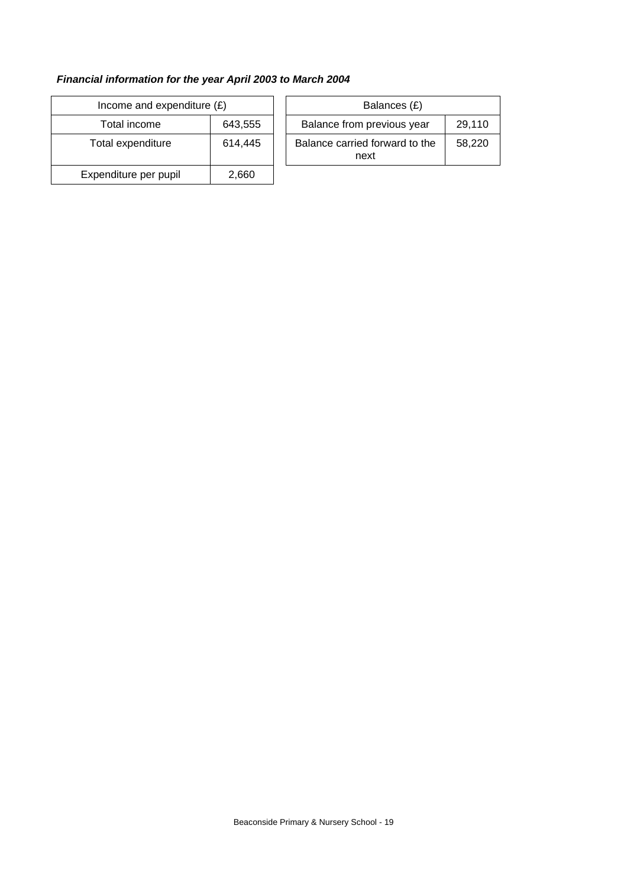***Financial information for the year April 2003 to March 2004***

| Income and expenditure (£) | |
|---|---|
| Total income | 643,555 |
| Total expenditure | 614,445 |
| Expenditure per pupil | 2,660 |

| Balances (£) | |
|---|---|
| Balance from previous year | 29,110 |
| Balance carried forward to the next | 58,220 |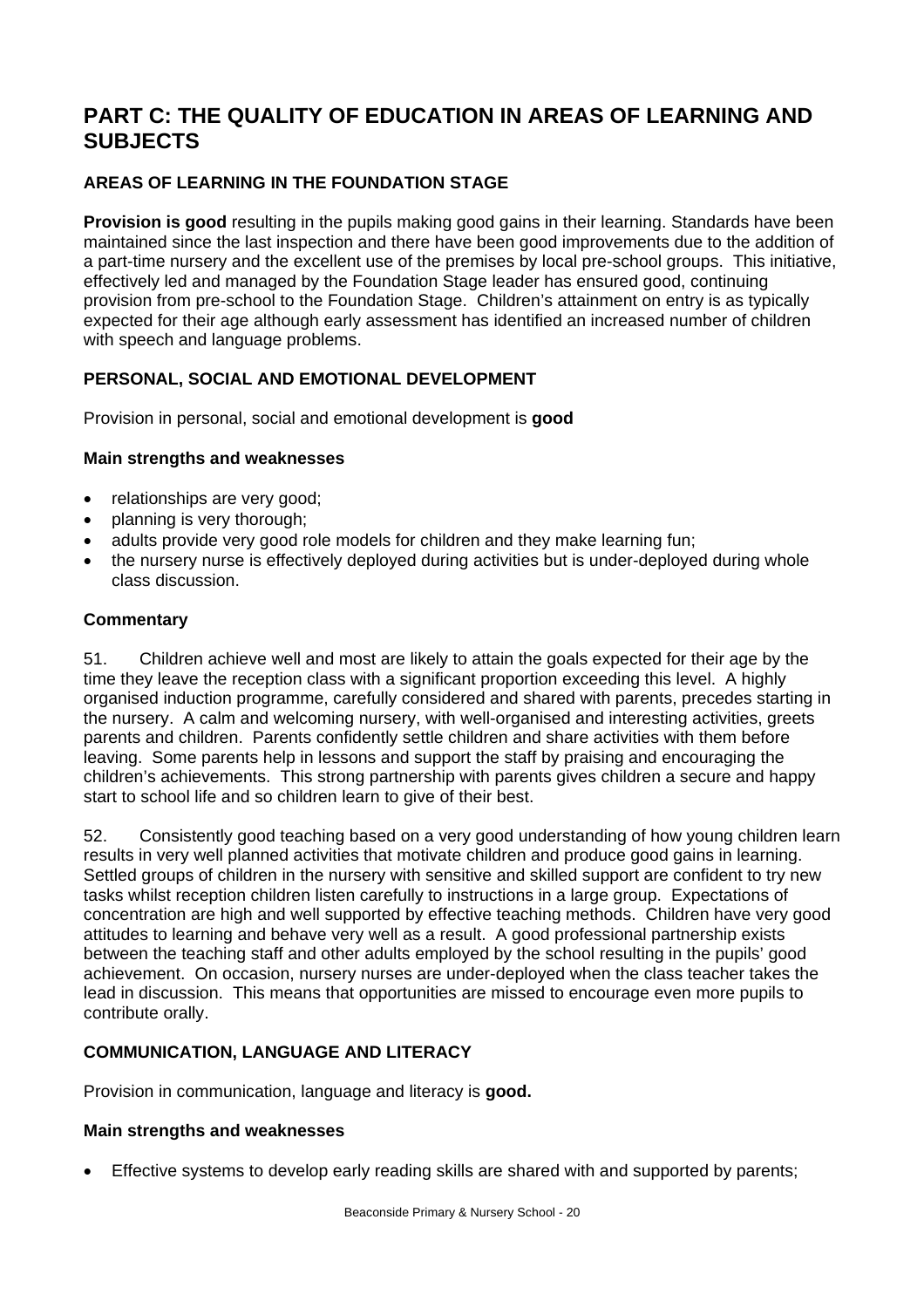# PART C: THE QUALITY OF EDUCATION IN AREAS OF LEARNING AND SUBJECTS

## AREAS OF LEARNING IN THE FOUNDATION STAGE

**Provision is good** resulting in the pupils making good gains in their learning. Standards have been maintained since the last inspection and there have been good improvements due to the addition of a part-time nursery and the excellent use of the premises by local pre-school groups. This initiative, effectively led and managed by the Foundation Stage leader has ensured good, continuing provision from pre-school to the Foundation Stage. Children's attainment on entry is as typically expected for their age although early assessment has identified an increased number of children with speech and language problems.

### PERSONAL, SOCIAL AND EMOTIONAL DEVELOPMENT

Provision in personal, social and emotional development is **good**

#### Main strengths and weaknesses

- relationships are very good;
- planning is very thorough;
- adults provide very good role models for children and they make learning fun;
- the nursery nurse is effectively deployed during activities but is under-deployed during whole class discussion.

#### Commentary

51. Children achieve well and most are likely to attain the goals expected for their age by the time they leave the reception class with a significant proportion exceeding this level. A highly organised induction programme, carefully considered and shared with parents, precedes starting in the nursery. A calm and welcoming nursery, with well-organised and interesting activities, greets parents and children. Parents confidently settle children and share activities with them before leaving. Some parents help in lessons and support the staff by praising and encouraging the children's achievements. This strong partnership with parents gives children a secure and happy start to school life and so children learn to give of their best.

52. Consistently good teaching based on a very good understanding of how young children learn results in very well planned activities that motivate children and produce good gains in learning. Settled groups of children in the nursery with sensitive and skilled support are confident to try new tasks whilst reception children listen carefully to instructions in a large group. Expectations of concentration are high and well supported by effective teaching methods. Children have very good attitudes to learning and behave very well as a result. A good professional partnership exists between the teaching staff and other adults employed by the school resulting in the pupils' good achievement. On occasion, nursery nurses are under-deployed when the class teacher takes the lead in discussion. This means that opportunities are missed to encourage even more pupils to contribute orally.

### COMMUNICATION, LANGUAGE AND LITERACY

Provision in communication, language and literacy is **good.**

#### Main strengths and weaknesses

- Effective systems to develop early reading skills are shared with and supported by parents;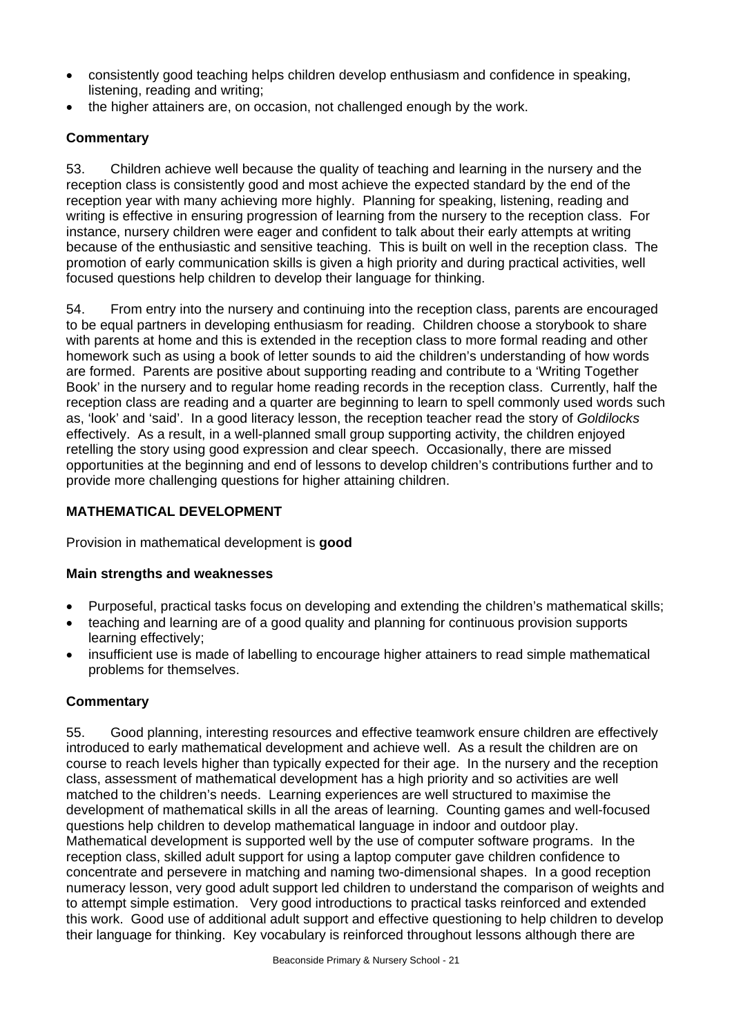- consistently good teaching helps children develop enthusiasm and confidence in speaking, listening, reading and writing;
- the higher attainers are, on occasion, not challenged enough by the work.

### Commentary

53. Children achieve well because the quality of teaching and learning in the nursery and the reception class is consistently good and most achieve the expected standard by the end of the reception year with many achieving more highly. Planning for speaking, listening, reading and writing is effective in ensuring progression of learning from the nursery to the reception class. For instance, nursery children were eager and confident to talk about their early attempts at writing because of the enthusiastic and sensitive teaching. This is built on well in the reception class. The promotion of early communication skills is given a high priority and during practical activities, well focused questions help children to develop their language for thinking.

54. From entry into the nursery and continuing into the reception class, parents are encouraged to be equal partners in developing enthusiasm for reading. Children choose a storybook to share with parents at home and this is extended in the reception class to more formal reading and other homework such as using a book of letter sounds to aid the children's understanding of how words are formed. Parents are positive about supporting reading and contribute to a 'Writing Together Book' in the nursery and to regular home reading records in the reception class. Currently, half the reception class are reading and a quarter are beginning to learn to spell commonly used words such as, 'look' and 'said'. In a good literacy lesson, the reception teacher read the story of *Goldilocks* effectively. As a result, in a well-planned small group supporting activity, the children enjoyed retelling the story using good expression and clear speech. Occasionally, there are missed opportunities at the beginning and end of lessons to develop children's contributions further and to provide more challenging questions for higher attaining children.

## MATHEMATICAL DEVELOPMENT

Provision in mathematical development is **good**

### Main strengths and weaknesses

- Purposeful, practical tasks focus on developing and extending the children's mathematical skills;
- teaching and learning are of a good quality and planning for continuous provision supports learning effectively;
- insufficient use is made of labelling to encourage higher attainers to read simple mathematical problems for themselves.

### Commentary

55. Good planning, interesting resources and effective teamwork ensure children are effectively introduced to early mathematical development and achieve well. As a result the children are on course to reach levels higher than typically expected for their age. In the nursery and the reception class, assessment of mathematical development has a high priority and so activities are well matched to the children's needs. Learning experiences are well structured to maximise the development of mathematical skills in all the areas of learning. Counting games and well-focused questions help children to develop mathematical language in indoor and outdoor play. Mathematical development is supported well by the use of computer software programs. In the reception class, skilled adult support for using a laptop computer gave children confidence to concentrate and persevere in matching and naming two-dimensional shapes. In a good reception numeracy lesson, very good adult support led children to understand the comparison of weights and to attempt simple estimation. Very good introductions to practical tasks reinforced and extended this work. Good use of additional adult support and effective questioning to help children to develop their language for thinking. Key vocabulary is reinforced throughout lessons although there are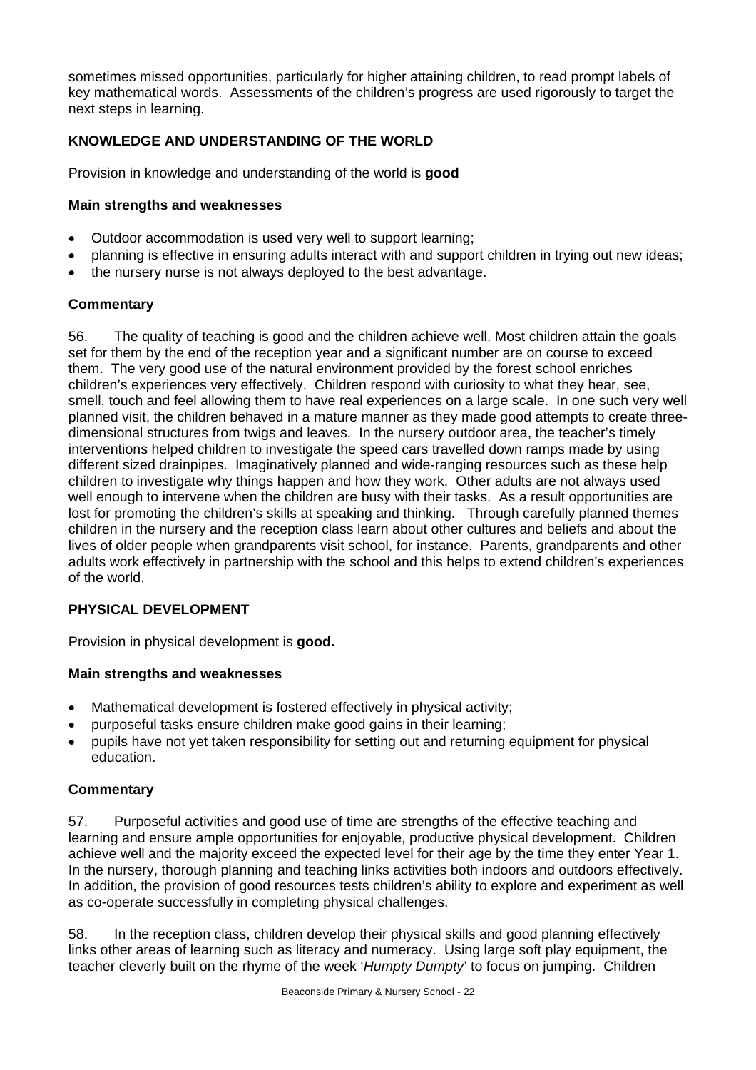sometimes missed opportunities, particularly for higher attaining children, to read prompt labels of key mathematical words. Assessments of the children's progress are used rigorously to target the next steps in learning.

### KNOWLEDGE AND UNDERSTANDING OF THE WORLD

Provision in knowledge and understanding of the world is **good**

#### Main strengths and weaknesses

- Outdoor accommodation is used very well to support learning;
- planning is effective in ensuring adults interact with and support children in trying out new ideas;
- the nursery nurse is not always deployed to the best advantage.

#### Commentary

56. The quality of teaching is good and the children achieve well. Most children attain the goals set for them by the end of the reception year and a significant number are on course to exceed them. The very good use of the natural environment provided by the forest school enriches children's experiences very effectively. Children respond with curiosity to what they hear, see, smell, touch and feel allowing them to have real experiences on a large scale. In one such very well planned visit, the children behaved in a mature manner as they made good attempts to create three-dimensional structures from twigs and leaves. In the nursery outdoor area, the teacher's timely interventions helped children to investigate the speed cars travelled down ramps made by using different sized drainpipes. Imaginatively planned and wide-ranging resources such as these help children to investigate why things happen and how they work. Other adults are not always used well enough to intervene when the children are busy with their tasks. As a result opportunities are lost for promoting the children's skills at speaking and thinking. Through carefully planned themes children in the nursery and the reception class learn about other cultures and beliefs and about the lives of older people when grandparents visit school, for instance. Parents, grandparents and other adults work effectively in partnership with the school and this helps to extend children's experiences of the world.

### PHYSICAL DEVELOPMENT

Provision in physical development is **good.**

#### Main strengths and weaknesses

- Mathematical development is fostered effectively in physical activity;
- purposeful tasks ensure children make good gains in their learning;
- pupils have not yet taken responsibility for setting out and returning equipment for physical education.

#### Commentary

57. Purposeful activities and good use of time are strengths of the effective teaching and learning and ensure ample opportunities for enjoyable, productive physical development. Children achieve well and the majority exceed the expected level for their age by the time they enter Year 1. In the nursery, thorough planning and teaching links activities both indoors and outdoors effectively. In addition, the provision of good resources tests children's ability to explore and experiment as well as co-operate successfully in completing physical challenges.

58. In the reception class, children develop their physical skills and good planning effectively links other areas of learning such as literacy and numeracy. Using large soft play equipment, the teacher cleverly built on the rhyme of the week '*Humpty Dumpty*' to focus on jumping. Children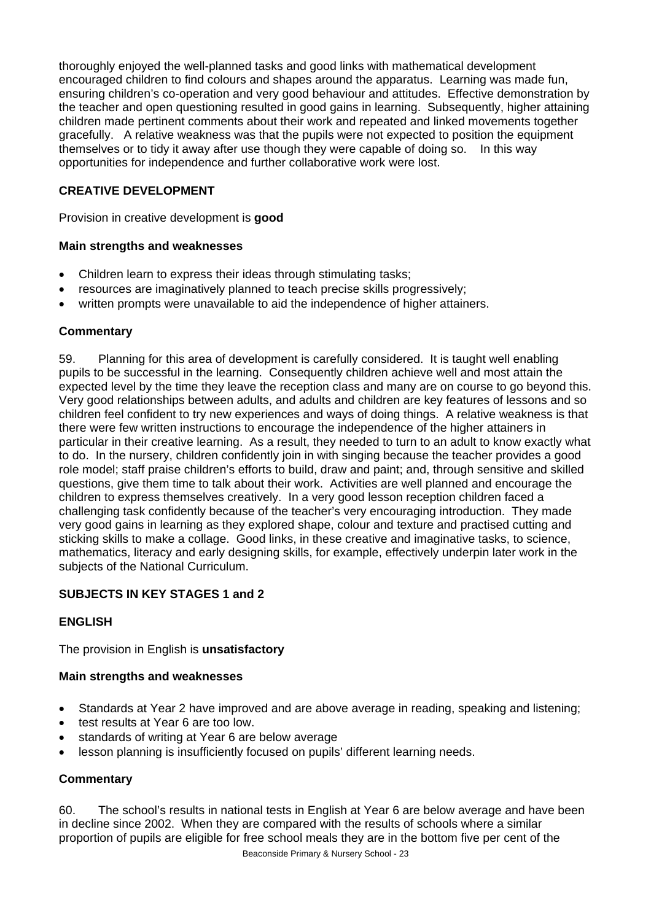thoroughly enjoyed the well-planned tasks and good links with mathematical development encouraged children to find colours and shapes around the apparatus. Learning was made fun, ensuring children's co-operation and very good behaviour and attitudes. Effective demonstration by the teacher and open questioning resulted in good gains in learning. Subsequently, higher attaining children made pertinent comments about their work and repeated and linked movements together gracefully. A relative weakness was that the pupils were not expected to position the equipment themselves or to tidy it away after use though they were capable of doing so. In this way opportunities for independence and further collaborative work were lost.

### CREATIVE DEVELOPMENT

Provision in creative development is **good**

#### Main strengths and weaknesses

- Children learn to express their ideas through stimulating tasks;
- resources are imaginatively planned to teach precise skills progressively;
- written prompts were unavailable to aid the independence of higher attainers.

#### Commentary

59. Planning for this area of development is carefully considered. It is taught well enabling pupils to be successful in the learning. Consequently children achieve well and most attain the expected level by the time they leave the reception class and many are on course to go beyond this. Very good relationships between adults, and adults and children are key features of lessons and so children feel confident to try new experiences and ways of doing things. A relative weakness is that there were few written instructions to encourage the independence of the higher attainers in particular in their creative learning. As a result, they needed to turn to an adult to know exactly what to do. In the nursery, children confidently join in with singing because the teacher provides a good role model; staff praise children's efforts to build, draw and paint; and, through sensitive and skilled questions, give them time to talk about their work. Activities are well planned and encourage the children to express themselves creatively. In a very good lesson reception children faced a challenging task confidently because of the teacher's very encouraging introduction. They made very good gains in learning as they explored shape, colour and texture and practised cutting and sticking skills to make a collage. Good links, in these creative and imaginative tasks, to science, mathematics, literacy and early designing skills, for example, effectively underpin later work in the subjects of the National Curriculum.

## SUBJECTS IN KEY STAGES 1 and 2

### ENGLISH

The provision in English is **unsatisfactory**

#### Main strengths and weaknesses

- Standards at Year 2 have improved and are above average in reading, speaking and listening;
- test results at Year 6 are too low.
- standards of writing at Year 6 are below average
- lesson planning is insufficiently focused on pupils' different learning needs.

#### Commentary

60. The school's results in national tests in English at Year 6 are below average and have been in decline since 2002. When they are compared with the results of schools where a similar proportion of pupils are eligible for free school meals they are in the bottom five per cent of the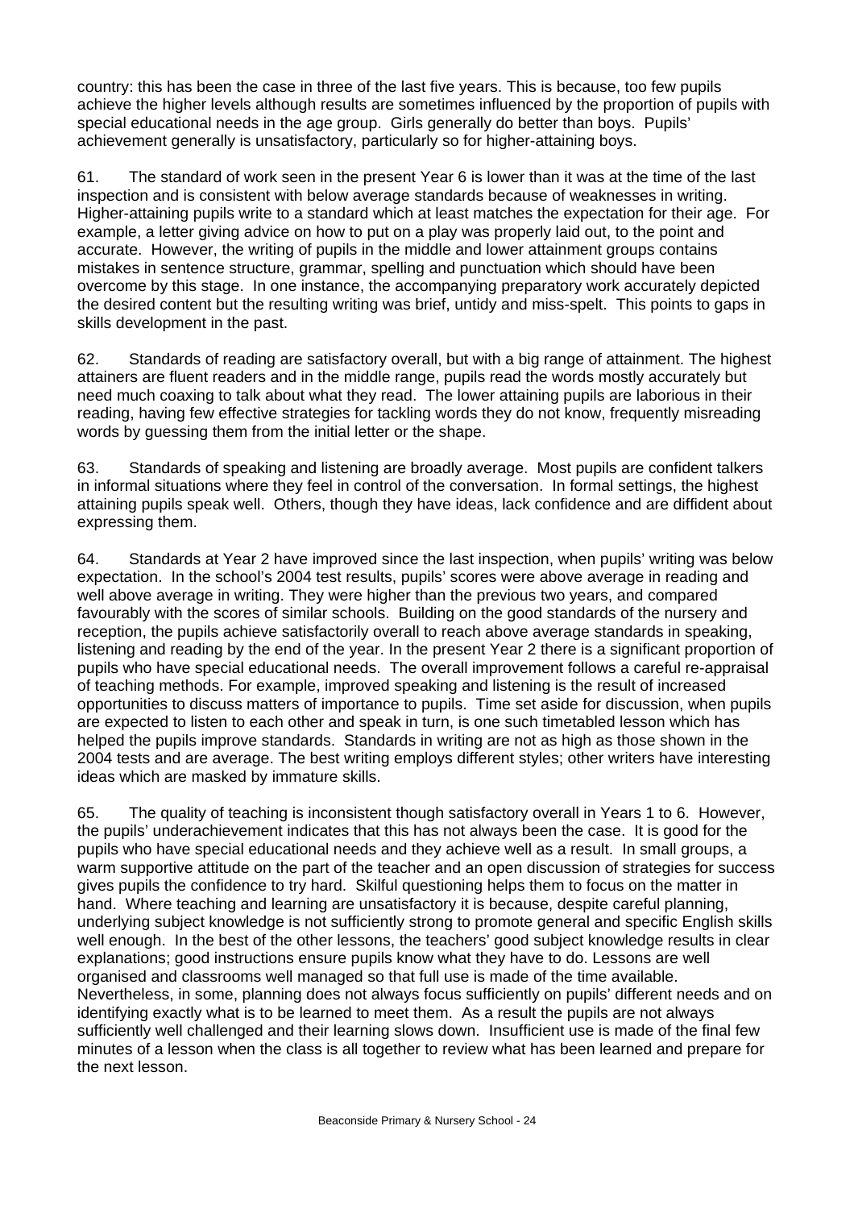country: this has been the case in three of the last five years. This is because, too few pupils achieve the higher levels although results are sometimes influenced by the proportion of pupils with special educational needs in the age group. Girls generally do better than boys. Pupils' achievement generally is unsatisfactory, particularly so for higher-attaining boys.

61. The standard of work seen in the present Year 6 is lower than it was at the time of the last inspection and is consistent with below average standards because of weaknesses in writing. Higher-attaining pupils write to a standard which at least matches the expectation for their age. For example, a letter giving advice on how to put on a play was properly laid out, to the point and accurate. However, the writing of pupils in the middle and lower attainment groups contains mistakes in sentence structure, grammar, spelling and punctuation which should have been overcome by this stage. In one instance, the accompanying preparatory work accurately depicted the desired content but the resulting writing was brief, untidy and miss-spelt. This points to gaps in skills development in the past.

62. Standards of reading are satisfactory overall, but with a big range of attainment. The highest attainers are fluent readers and in the middle range, pupils read the words mostly accurately but need much coaxing to talk about what they read. The lower attaining pupils are laborious in their reading, having few effective strategies for tackling words they do not know, frequently misreading words by guessing them from the initial letter or the shape.

63. Standards of speaking and listening are broadly average. Most pupils are confident talkers in informal situations where they feel in control of the conversation. In formal settings, the highest attaining pupils speak well. Others, though they have ideas, lack confidence and are diffident about expressing them.

64. Standards at Year 2 have improved since the last inspection, when pupils' writing was below expectation. In the school's 2004 test results, pupils' scores were above average in reading and well above average in writing. They were higher than the previous two years, and compared favourably with the scores of similar schools. Building on the good standards of the nursery and reception, the pupils achieve satisfactorily overall to reach above average standards in speaking, listening and reading by the end of the year. In the present Year 2 there is a significant proportion of pupils who have special educational needs. The overall improvement follows a careful re-appraisal of teaching methods. For example, improved speaking and listening is the result of increased opportunities to discuss matters of importance to pupils. Time set aside for discussion, when pupils are expected to listen to each other and speak in turn, is one such timetabled lesson which has helped the pupils improve standards. Standards in writing are not as high as those shown in the 2004 tests and are average. The best writing employs different styles; other writers have interesting ideas which are masked by immature skills.

65. The quality of teaching is inconsistent though satisfactory overall in Years 1 to 6. However, the pupils' underachievement indicates that this has not always been the case. It is good for the pupils who have special educational needs and they achieve well as a result. In small groups, a warm supportive attitude on the part of the teacher and an open discussion of strategies for success gives pupils the confidence to try hard. Skilful questioning helps them to focus on the matter in hand. Where teaching and learning are unsatisfactory it is because, despite careful planning, underlying subject knowledge is not sufficiently strong to promote general and specific English skills well enough. In the best of the other lessons, the teachers' good subject knowledge results in clear explanations; good instructions ensure pupils know what they have to do. Lessons are well organised and classrooms well managed so that full use is made of the time available. Nevertheless, in some, planning does not always focus sufficiently on pupils' different needs and on identifying exactly what is to be learned to meet them. As a result the pupils are not always sufficiently well challenged and their learning slows down. Insufficient use is made of the final few minutes of a lesson when the class is all together to review what has been learned and prepare for the next lesson.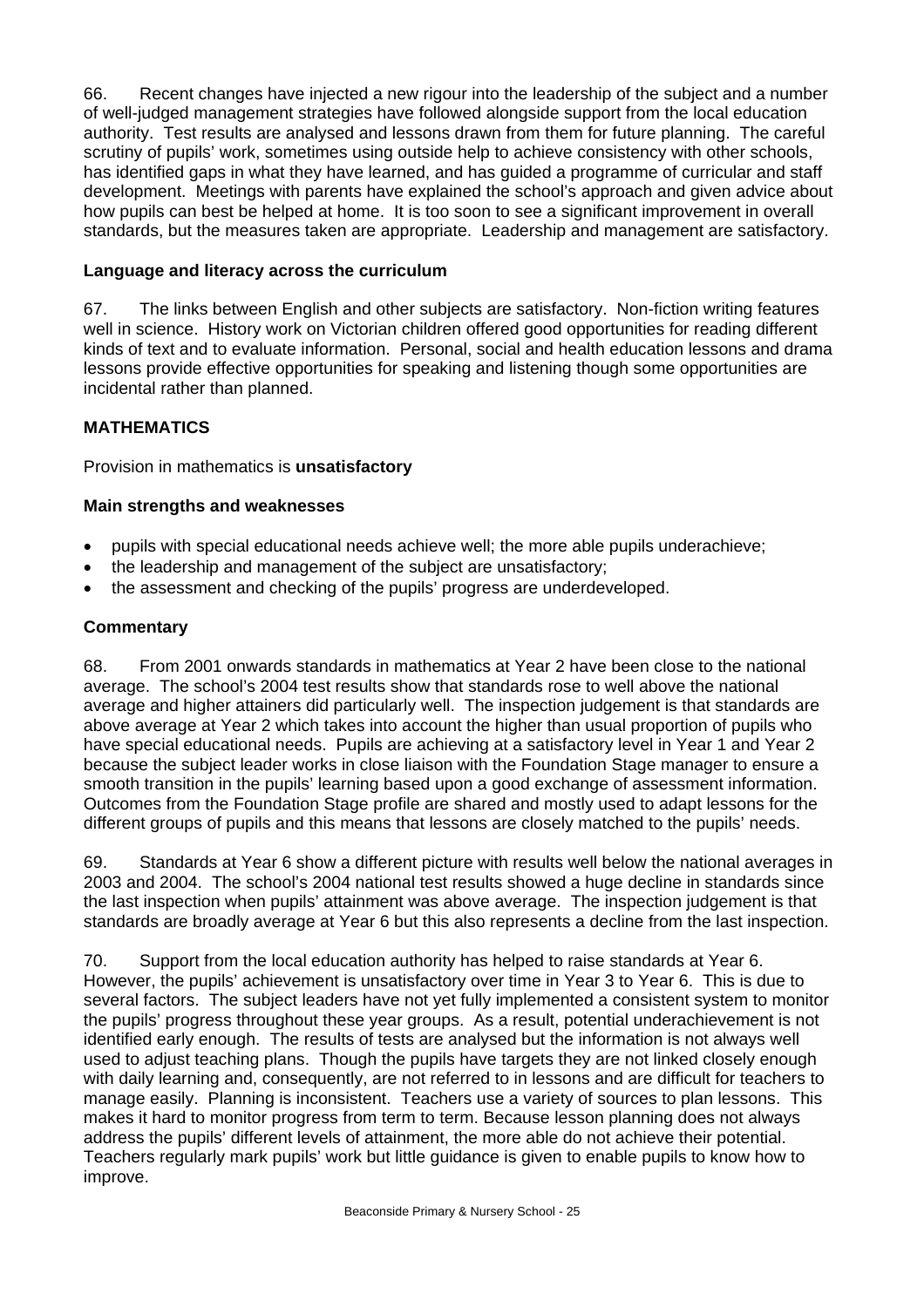66. Recent changes have injected a new rigour into the leadership of the subject and a number of well-judged management strategies have followed alongside support from the local education authority. Test results are analysed and lessons drawn from them for future planning. The careful scrutiny of pupils' work, sometimes using outside help to achieve consistency with other schools, has identified gaps in what they have learned, and has guided a programme of curricular and staff development. Meetings with parents have explained the school's approach and given advice about how pupils can best be helped at home. It is too soon to see a significant improvement in overall standards, but the measures taken are appropriate. Leadership and management are satisfactory.

**Language and literacy across the curriculum**

67. The links between English and other subjects are satisfactory. Non-fiction writing features well in science. History work on Victorian children offered good opportunities for reading different kinds of text and to evaluate information. Personal, social and health education lessons and drama lessons provide effective opportunities for speaking and listening though some opportunities are incidental rather than planned.

## MATHEMATICS

Provision in mathematics is **unsatisfactory**

**Main strengths and weaknesses**

- pupils with special educational needs achieve well; the more able pupils underachieve;
- the leadership and management of the subject are unsatisfactory;
- the assessment and checking of the pupils' progress are underdeveloped.

**Commentary**

68. From 2001 onwards standards in mathematics at Year 2 have been close to the national average. The school's 2004 test results show that standards rose to well above the national average and higher attainers did particularly well. The inspection judgement is that standards are above average at Year 2 which takes into account the higher than usual proportion of pupils who have special educational needs. Pupils are achieving at a satisfactory level in Year 1 and Year 2 because the subject leader works in close liaison with the Foundation Stage manager to ensure a smooth transition in the pupils' learning based upon a good exchange of assessment information. Outcomes from the Foundation Stage profile are shared and mostly used to adapt lessons for the different groups of pupils and this means that lessons are closely matched to the pupils' needs.

69. Standards at Year 6 show a different picture with results well below the national averages in 2003 and 2004. The school's 2004 national test results showed a huge decline in standards since the last inspection when pupils' attainment was above average. The inspection judgement is that standards are broadly average at Year 6 but this also represents a decline from the last inspection.

70. Support from the local education authority has helped to raise standards at Year 6. However, the pupils' achievement is unsatisfactory over time in Year 3 to Year 6. This is due to several factors. The subject leaders have not yet fully implemented a consistent system to monitor the pupils' progress throughout these year groups. As a result, potential underachievement is not identified early enough. The results of tests are analysed but the information is not always well used to adjust teaching plans. Though the pupils have targets they are not linked closely enough with daily learning and, consequently, are not referred to in lessons and are difficult for teachers to manage easily. Planning is inconsistent. Teachers use a variety of sources to plan lessons. This makes it hard to monitor progress from term to term. Because lesson planning does not always address the pupils' different levels of attainment, the more able do not achieve their potential. Teachers regularly mark pupils' work but little guidance is given to enable pupils to know how to improve.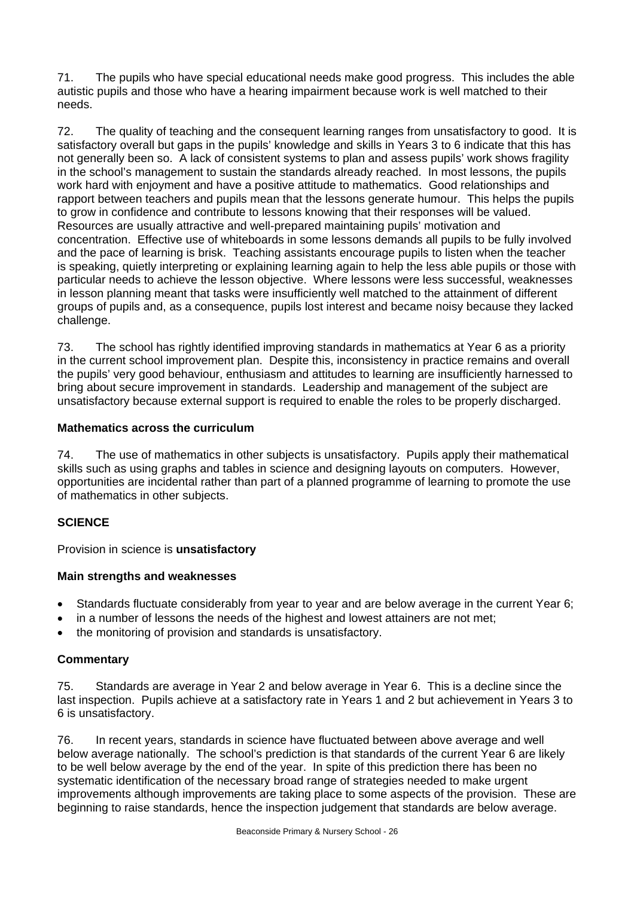71. The pupils who have special educational needs make good progress. This includes the able autistic pupils and those who have a hearing impairment because work is well matched to their needs.

72. The quality of teaching and the consequent learning ranges from unsatisfactory to good. It is satisfactory overall but gaps in the pupils' knowledge and skills in Years 3 to 6 indicate that this has not generally been so. A lack of consistent systems to plan and assess pupils' work shows fragility in the school's management to sustain the standards already reached. In most lessons, the pupils work hard with enjoyment and have a positive attitude to mathematics. Good relationships and rapport between teachers and pupils mean that the lessons generate humour. This helps the pupils to grow in confidence and contribute to lessons knowing that their responses will be valued. Resources are usually attractive and well-prepared maintaining pupils' motivation and concentration. Effective use of whiteboards in some lessons demands all pupils to be fully involved and the pace of learning is brisk. Teaching assistants encourage pupils to listen when the teacher is speaking, quietly interpreting or explaining learning again to help the less able pupils or those with particular needs to achieve the lesson objective. Where lessons were less successful, weaknesses in lesson planning meant that tasks were insufficiently well matched to the attainment of different groups of pupils and, as a consequence, pupils lost interest and became noisy because they lacked challenge.

73. The school has rightly identified improving standards in mathematics at Year 6 as a priority in the current school improvement plan. Despite this, inconsistency in practice remains and overall the pupils' very good behaviour, enthusiasm and attitudes to learning are insufficiently harnessed to bring about secure improvement in standards. Leadership and management of the subject are unsatisfactory because external support is required to enable the roles to be properly discharged.

### Mathematics across the curriculum

74. The use of mathematics in other subjects is unsatisfactory. Pupils apply their mathematical skills such as using graphs and tables in science and designing layouts on computers. However, opportunities are incidental rather than part of a planned programme of learning to promote the use of mathematics in other subjects.

## SCIENCE

Provision in science is **unsatisfactory**

### Main strengths and weaknesses

- Standards fluctuate considerably from year to year and are below average in the current Year 6;
- in a number of lessons the needs of the highest and lowest attainers are not met;
- the monitoring of provision and standards is unsatisfactory.

### Commentary

75. Standards are average in Year 2 and below average in Year 6. This is a decline since the last inspection. Pupils achieve at a satisfactory rate in Years 1 and 2 but achievement in Years 3 to 6 is unsatisfactory.

76. In recent years, standards in science have fluctuated between above average and well below average nationally. The school's prediction is that standards of the current Year 6 are likely to be well below average by the end of the year. In spite of this prediction there has been no systematic identification of the necessary broad range of strategies needed to make urgent improvements although improvements are taking place to some aspects of the provision. These are beginning to raise standards, hence the inspection judgement that standards are below average.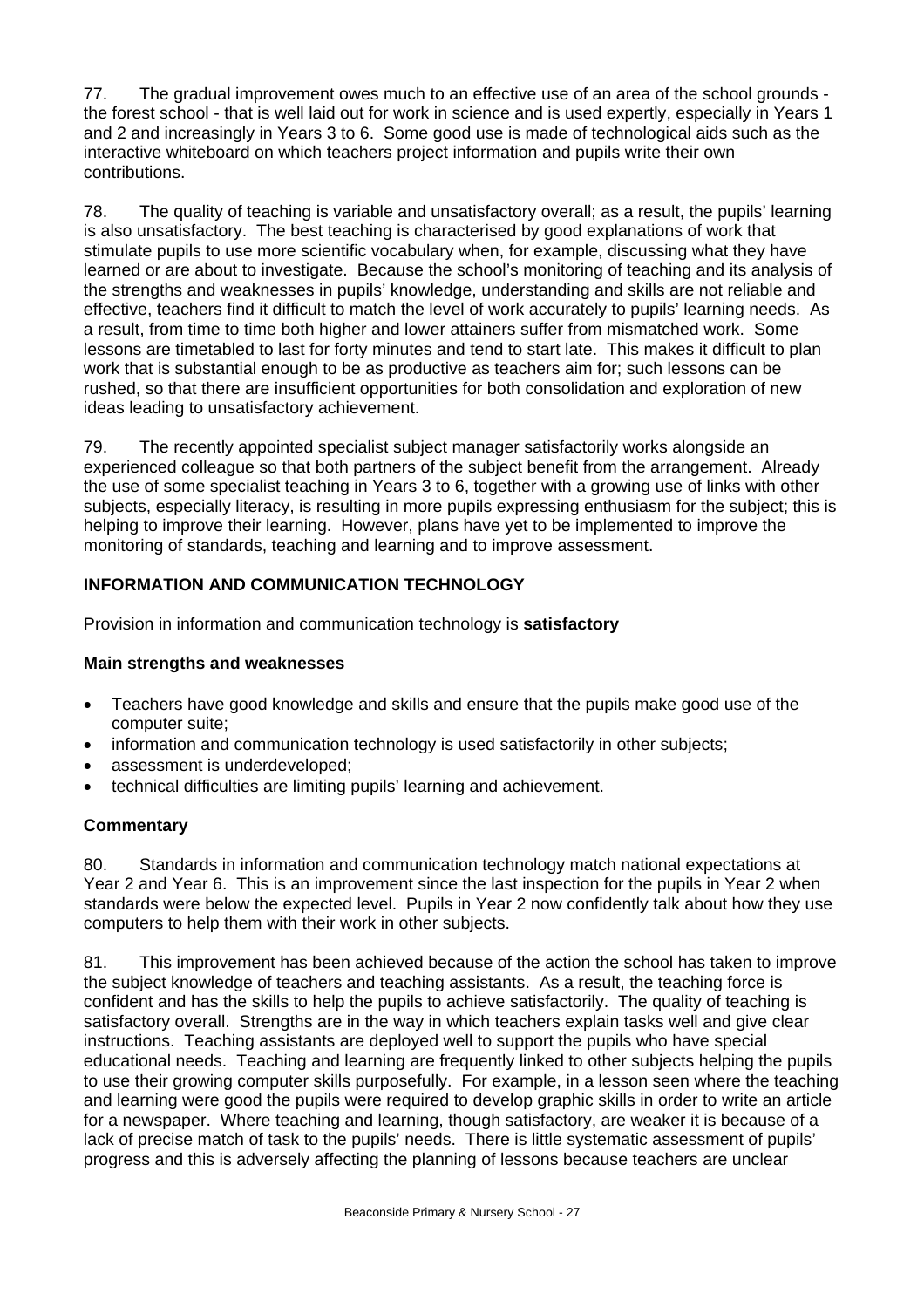77. The gradual improvement owes much to an effective use of an area of the school grounds - the forest school - that is well laid out for work in science and is used expertly, especially in Years 1 and 2 and increasingly in Years 3 to 6. Some good use is made of technological aids such as the interactive whiteboard on which teachers project information and pupils write their own contributions.

78. The quality of teaching is variable and unsatisfactory overall; as a result, the pupils' learning is also unsatisfactory. The best teaching is characterised by good explanations of work that stimulate pupils to use more scientific vocabulary when, for example, discussing what they have learned or are about to investigate. Because the school's monitoring of teaching and its analysis of the strengths and weaknesses in pupils' knowledge, understanding and skills are not reliable and effective, teachers find it difficult to match the level of work accurately to pupils' learning needs. As a result, from time to time both higher and lower attainers suffer from mismatched work. Some lessons are timetabled to last for forty minutes and tend to start late. This makes it difficult to plan work that is substantial enough to be as productive as teachers aim for; such lessons can be rushed, so that there are insufficient opportunities for both consolidation and exploration of new ideas leading to unsatisfactory achievement.

79. The recently appointed specialist subject manager satisfactorily works alongside an experienced colleague so that both partners of the subject benefit from the arrangement. Already the use of some specialist teaching in Years 3 to 6, together with a growing use of links with other subjects, especially literacy, is resulting in more pupils expressing enthusiasm for the subject; this is helping to improve their learning. However, plans have yet to be implemented to improve the monitoring of standards, teaching and learning and to improve assessment.

## INFORMATION AND COMMUNICATION TECHNOLOGY

Provision in information and communication technology is **satisfactory**

### Main strengths and weaknesses

- Teachers have good knowledge and skills and ensure that the pupils make good use of the computer suite;
- information and communication technology is used satisfactorily in other subjects;
- assessment is underdeveloped;
- technical difficulties are limiting pupils' learning and achievement.

### Commentary

80. Standards in information and communication technology match national expectations at Year 2 and Year 6. This is an improvement since the last inspection for the pupils in Year 2 when standards were below the expected level. Pupils in Year 2 now confidently talk about how they use computers to help them with their work in other subjects.

81. This improvement has been achieved because of the action the school has taken to improve the subject knowledge of teachers and teaching assistants. As a result, the teaching force is confident and has the skills to help the pupils to achieve satisfactorily. The quality of teaching is satisfactory overall. Strengths are in the way in which teachers explain tasks well and give clear instructions. Teaching assistants are deployed well to support the pupils who have special educational needs. Teaching and learning are frequently linked to other subjects helping the pupils to use their growing computer skills purposefully. For example, in a lesson seen where the teaching and learning were good the pupils were required to develop graphic skills in order to write an article for a newspaper. Where teaching and learning, though satisfactory, are weaker it is because of a lack of precise match of task to the pupils' needs. There is little systematic assessment of pupils' progress and this is adversely affecting the planning of lessons because teachers are unclear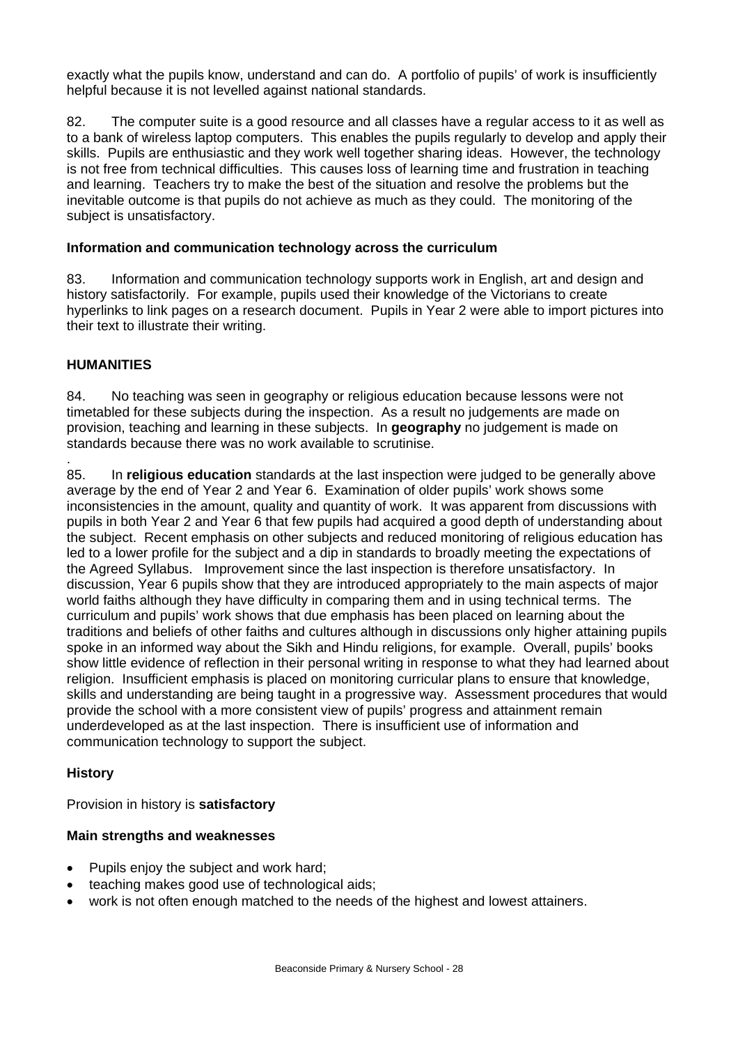exactly what the pupils know, understand and can do. A portfolio of pupils' of work is insufficiently helpful because it is not levelled against national standards.

82. The computer suite is a good resource and all classes have a regular access to it as well as to a bank of wireless laptop computers. This enables the pupils regularly to develop and apply their skills. Pupils are enthusiastic and they work well together sharing ideas. However, the technology is not free from technical difficulties. This causes loss of learning time and frustration in teaching and learning. Teachers try to make the best of the situation and resolve the problems but the inevitable outcome is that pupils do not achieve as much as they could. The monitoring of the subject is unsatisfactory.

### Information and communication technology across the curriculum

83. Information and communication technology supports work in English, art and design and history satisfactorily. For example, pupils used their knowledge of the Victorians to create hyperlinks to link pages on a research document. Pupils in Year 2 were able to import pictures into their text to illustrate their writing.

## HUMANITIES

84. No teaching was seen in geography or religious education because lessons were not timetabled for these subjects during the inspection. As a result no judgements are made on provision, teaching and learning in these subjects. In **geography** no judgement is made on standards because there was no work available to scrutinise.

85. In **religious education** standards at the last inspection were judged to be generally above average by the end of Year 2 and Year 6. Examination of older pupils' work shows some inconsistencies in the amount, quality and quantity of work. It was apparent from discussions with pupils in both Year 2 and Year 6 that few pupils had acquired a good depth of understanding about the subject. Recent emphasis on other subjects and reduced monitoring of religious education has led to a lower profile for the subject and a dip in standards to broadly meeting the expectations of the Agreed Syllabus. Improvement since the last inspection is therefore unsatisfactory. In discussion, Year 6 pupils show that they are introduced appropriately to the main aspects of major world faiths although they have difficulty in comparing them and in using technical terms. The curriculum and pupils' work shows that due emphasis has been placed on learning about the traditions and beliefs of other faiths and cultures although in discussions only higher attaining pupils spoke in an informed way about the Sikh and Hindu religions, for example. Overall, pupils' books show little evidence of reflection in their personal writing in response to what they had learned about religion. Insufficient emphasis is placed on monitoring curricular plans to ensure that knowledge, skills and understanding are being taught in a progressive way. Assessment procedures that would provide the school with a more consistent view of pupils' progress and attainment remain underdeveloped as at the last inspection. There is insufficient use of information and communication technology to support the subject.

### History

Provision in history is **satisfactory**

### Main strengths and weaknesses

- Pupils enjoy the subject and work hard;
- teaching makes good use of technological aids;
- work is not often enough matched to the needs of the highest and lowest attainers.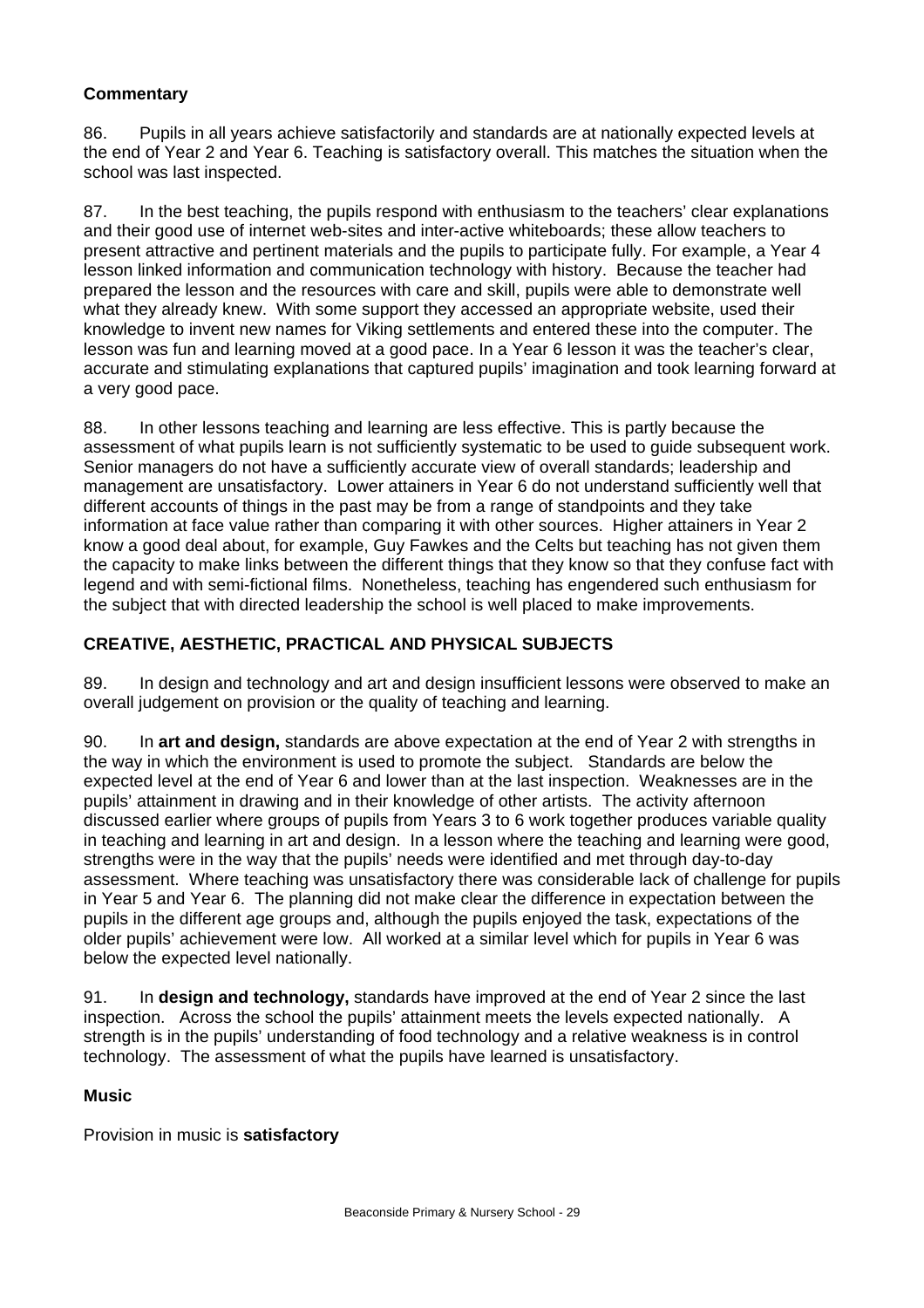### Commentary

86. Pupils in all years achieve satisfactorily and standards are at nationally expected levels at the end of Year 2 and Year 6. Teaching is satisfactory overall. This matches the situation when the school was last inspected.

87. In the best teaching, the pupils respond with enthusiasm to the teachers' clear explanations and their good use of internet web-sites and inter-active whiteboards; these allow teachers to present attractive and pertinent materials and the pupils to participate fully. For example, a Year 4 lesson linked information and communication technology with history. Because the teacher had prepared the lesson and the resources with care and skill, pupils were able to demonstrate well what they already knew. With some support they accessed an appropriate website, used their knowledge to invent new names for Viking settlements and entered these into the computer. The lesson was fun and learning moved at a good pace. In a Year 6 lesson it was the teacher's clear, accurate and stimulating explanations that captured pupils' imagination and took learning forward at a very good pace.

88. In other lessons teaching and learning are less effective. This is partly because the assessment of what pupils learn is not sufficiently systematic to be used to guide subsequent work. Senior managers do not have a sufficiently accurate view of overall standards; leadership and management are unsatisfactory. Lower attainers in Year 6 do not understand sufficiently well that different accounts of things in the past may be from a range of standpoints and they take information at face value rather than comparing it with other sources. Higher attainers in Year 2 know a good deal about, for example, Guy Fawkes and the Celts but teaching has not given them the capacity to make links between the different things that they know so that they confuse fact with legend and with semi-fictional films. Nonetheless, teaching has engendered such enthusiasm for the subject that with directed leadership the school is well placed to make improvements.

## CREATIVE, AESTHETIC, PRACTICAL AND PHYSICAL SUBJECTS

89. In design and technology and art and design insufficient lessons were observed to make an overall judgement on provision or the quality of teaching and learning.

90. In **art and design,** standards are above expectation at the end of Year 2 with strengths in the way in which the environment is used to promote the subject. Standards are below the expected level at the end of Year 6 and lower than at the last inspection. Weaknesses are in the pupils' attainment in drawing and in their knowledge of other artists. The activity afternoon discussed earlier where groups of pupils from Years 3 to 6 work together produces variable quality in teaching and learning in art and design. In a lesson where the teaching and learning were good, strengths were in the way that the pupils' needs were identified and met through day-to-day assessment. Where teaching was unsatisfactory there was considerable lack of challenge for pupils in Year 5 and Year 6. The planning did not make clear the difference in expectation between the pupils in the different age groups and, although the pupils enjoyed the task, expectations of the older pupils' achievement were low. All worked at a similar level which for pupils in Year 6 was below the expected level nationally.

91. In **design and technology,** standards have improved at the end of Year 2 since the last inspection. Across the school the pupils' attainment meets the levels expected nationally. A strength is in the pupils' understanding of food technology and a relative weakness is in control technology. The assessment of what the pupils have learned is unsatisfactory.

### Music

Provision in music is **satisfactory**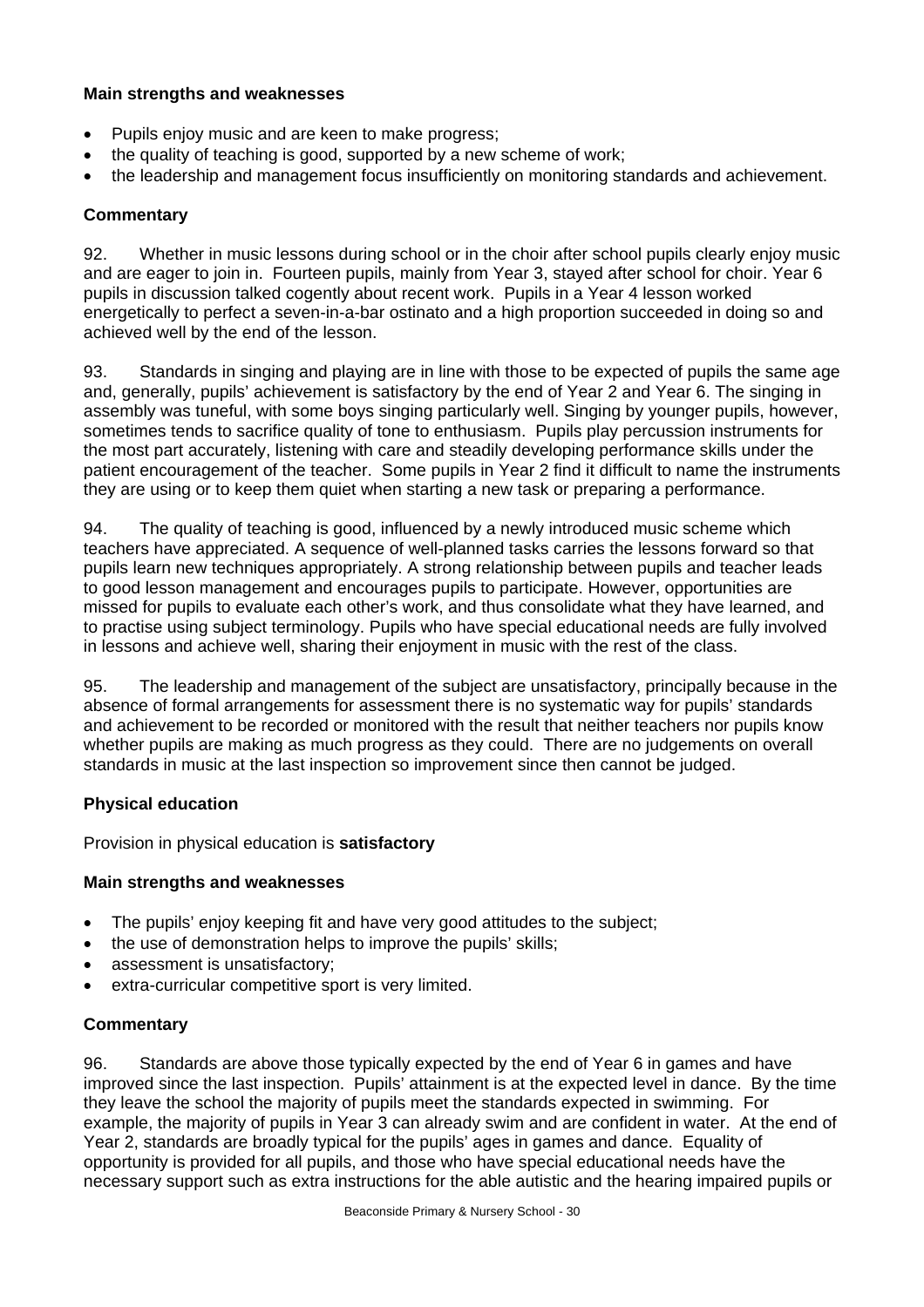**Main strengths and weaknesses**

- Pupils enjoy music and are keen to make progress;
- the quality of teaching is good, supported by a new scheme of work;
- the leadership and management focus insufficiently on monitoring standards and achievement.

**Commentary**

92. Whether in music lessons during school or in the choir after school pupils clearly enjoy music and are eager to join in. Fourteen pupils, mainly from Year 3, stayed after school for choir. Year 6 pupils in discussion talked cogently about recent work. Pupils in a Year 4 lesson worked energetically to perfect a seven-in-a-bar ostinato and a high proportion succeeded in doing so and achieved well by the end of the lesson.

93. Standards in singing and playing are in line with those to be expected of pupils the same age and, generally, pupils' achievement is satisfactory by the end of Year 2 and Year 6. The singing in assembly was tuneful, with some boys singing particularly well. Singing by younger pupils, however, sometimes tends to sacrifice quality of tone to enthusiasm. Pupils play percussion instruments for the most part accurately, listening with care and steadily developing performance skills under the patient encouragement of the teacher. Some pupils in Year 2 find it difficult to name the instruments they are using or to keep them quiet when starting a new task or preparing a performance.

94. The quality of teaching is good, influenced by a newly introduced music scheme which teachers have appreciated. A sequence of well-planned tasks carries the lessons forward so that pupils learn new techniques appropriately. A strong relationship between pupils and teacher leads to good lesson management and encourages pupils to participate. However, opportunities are missed for pupils to evaluate each other's work, and thus consolidate what they have learned, and to practise using subject terminology. Pupils who have special educational needs are fully involved in lessons and achieve well, sharing their enjoyment in music with the rest of the class.

95. The leadership and management of the subject are unsatisfactory, principally because in the absence of formal arrangements for assessment there is no systematic way for pupils' standards and achievement to be recorded or monitored with the result that neither teachers nor pupils know whether pupils are making as much progress as they could. There are no judgements on overall standards in music at the last inspection so improvement since then cannot be judged.

**Physical education**

Provision in physical education is **satisfactory**

**Main strengths and weaknesses**

- The pupils' enjoy keeping fit and have very good attitudes to the subject;
- the use of demonstration helps to improve the pupils' skills;
- assessment is unsatisfactory;
- extra-curricular competitive sport is very limited.

**Commentary**

96. Standards are above those typically expected by the end of Year 6 in games and have improved since the last inspection. Pupils' attainment is at the expected level in dance. By the time they leave the school the majority of pupils meet the standards expected in swimming. For example, the majority of pupils in Year 3 can already swim and are confident in water. At the end of Year 2, standards are broadly typical for the pupils' ages in games and dance. Equality of opportunity is provided for all pupils, and those who have special educational needs have the necessary support such as extra instructions for the able autistic and the hearing impaired pupils or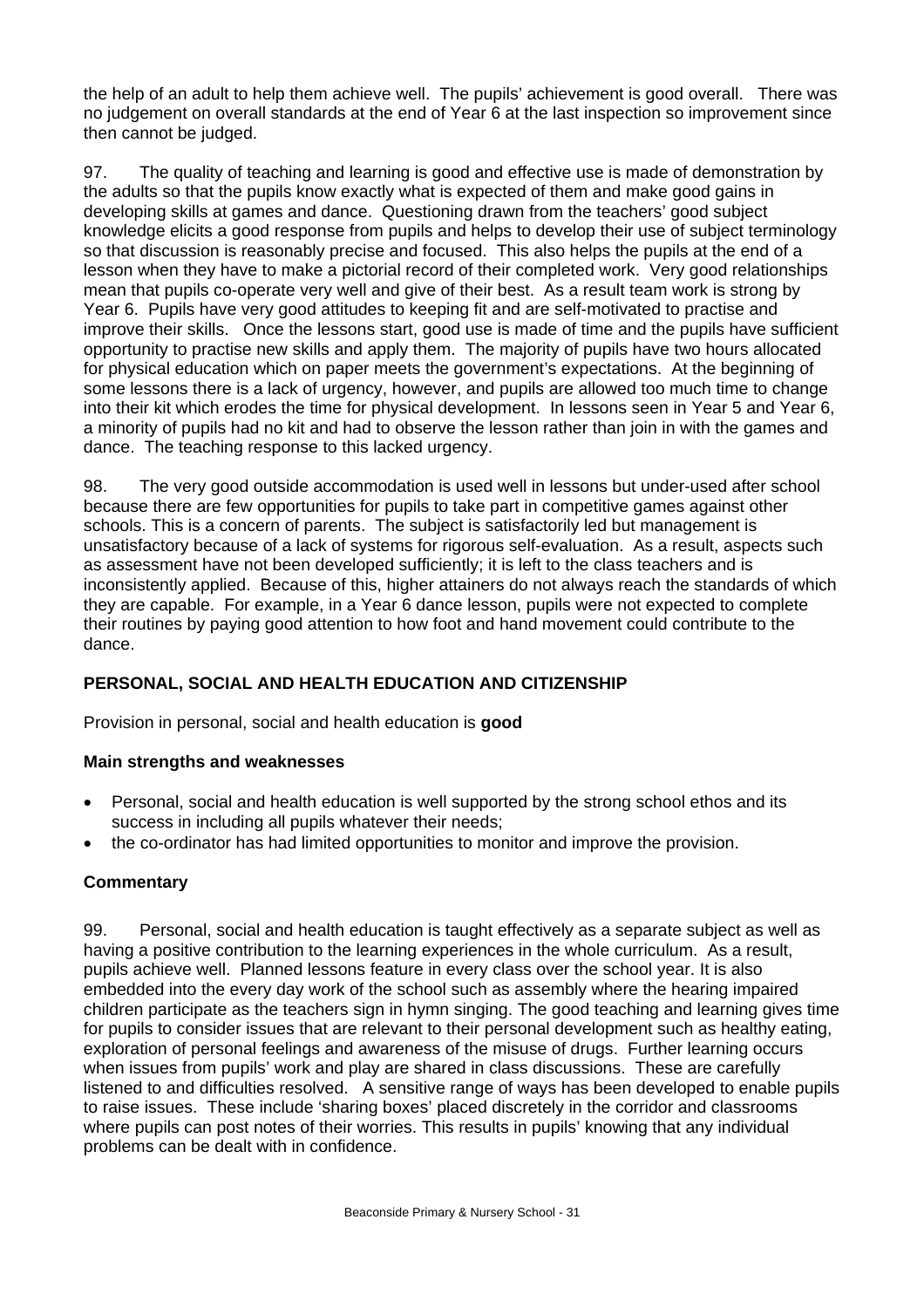the help of an adult to help them achieve well. The pupils' achievement is good overall. There was no judgement on overall standards at the end of Year 6 at the last inspection so improvement since then cannot be judged.

97. The quality of teaching and learning is good and effective use is made of demonstration by the adults so that the pupils know exactly what is expected of them and make good gains in developing skills at games and dance. Questioning drawn from the teachers' good subject knowledge elicits a good response from pupils and helps to develop their use of subject terminology so that discussion is reasonably precise and focused. This also helps the pupils at the end of a lesson when they have to make a pictorial record of their completed work. Very good relationships mean that pupils co-operate very well and give of their best. As a result team work is strong by Year 6. Pupils have very good attitudes to keeping fit and are self-motivated to practise and improve their skills. Once the lessons start, good use is made of time and the pupils have sufficient opportunity to practise new skills and apply them. The majority of pupils have two hours allocated for physical education which on paper meets the government's expectations. At the beginning of some lessons there is a lack of urgency, however, and pupils are allowed too much time to change into their kit which erodes the time for physical development. In lessons seen in Year 5 and Year 6, a minority of pupils had no kit and had to observe the lesson rather than join in with the games and dance. The teaching response to this lacked urgency.

98. The very good outside accommodation is used well in lessons but under-used after school because there are few opportunities for pupils to take part in competitive games against other schools. This is a concern of parents. The subject is satisfactorily led but management is unsatisfactory because of a lack of systems for rigorous self-evaluation. As a result, aspects such as assessment have not been developed sufficiently; it is left to the class teachers and is inconsistently applied. Because of this, higher attainers do not always reach the standards of which they are capable. For example, in a Year 6 dance lesson, pupils were not expected to complete their routines by paying good attention to how foot and hand movement could contribute to the dance.

## PERSONAL, SOCIAL AND HEALTH EDUCATION AND CITIZENSHIP

Provision in personal, social and health education is **good**

### Main strengths and weaknesses

- Personal, social and health education is well supported by the strong school ethos and its success in including all pupils whatever their needs;
- the co-ordinator has had limited opportunities to monitor and improve the provision.

### Commentary

99. Personal, social and health education is taught effectively as a separate subject as well as having a positive contribution to the learning experiences in the whole curriculum. As a result, pupils achieve well. Planned lessons feature in every class over the school year. It is also embedded into the every day work of the school such as assembly where the hearing impaired children participate as the teachers sign in hymn singing. The good teaching and learning gives time for pupils to consider issues that are relevant to their personal development such as healthy eating, exploration of personal feelings and awareness of the misuse of drugs. Further learning occurs when issues from pupils' work and play are shared in class discussions. These are carefully listened to and difficulties resolved. A sensitive range of ways has been developed to enable pupils to raise issues. These include 'sharing boxes' placed discretely in the corridor and classrooms where pupils can post notes of their worries. This results in pupils' knowing that any individual problems can be dealt with in confidence.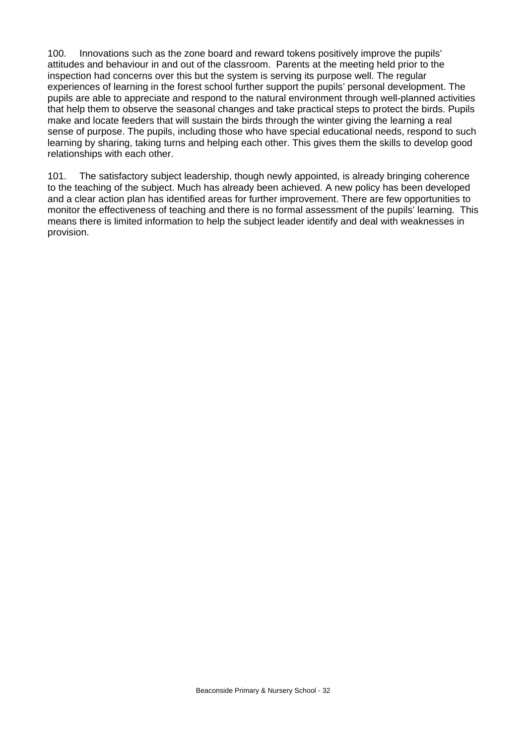100. Innovations such as the zone board and reward tokens positively improve the pupils' attitudes and behaviour in and out of the classroom. Parents at the meeting held prior to the inspection had concerns over this but the system is serving its purpose well. The regular experiences of learning in the forest school further support the pupils' personal development. The pupils are able to appreciate and respond to the natural environment through well-planned activities that help them to observe the seasonal changes and take practical steps to protect the birds. Pupils make and locate feeders that will sustain the birds through the winter giving the learning a real sense of purpose. The pupils, including those who have special educational needs, respond to such learning by sharing, taking turns and helping each other. This gives them the skills to develop good relationships with each other.

101. The satisfactory subject leadership, though newly appointed, is already bringing coherence to the teaching of the subject. Much has already been achieved. A new policy has been developed and a clear action plan has identified areas for further improvement. There are few opportunities to monitor the effectiveness of teaching and there is no formal assessment of the pupils' learning. This means there is limited information to help the subject leader identify and deal with weaknesses in provision.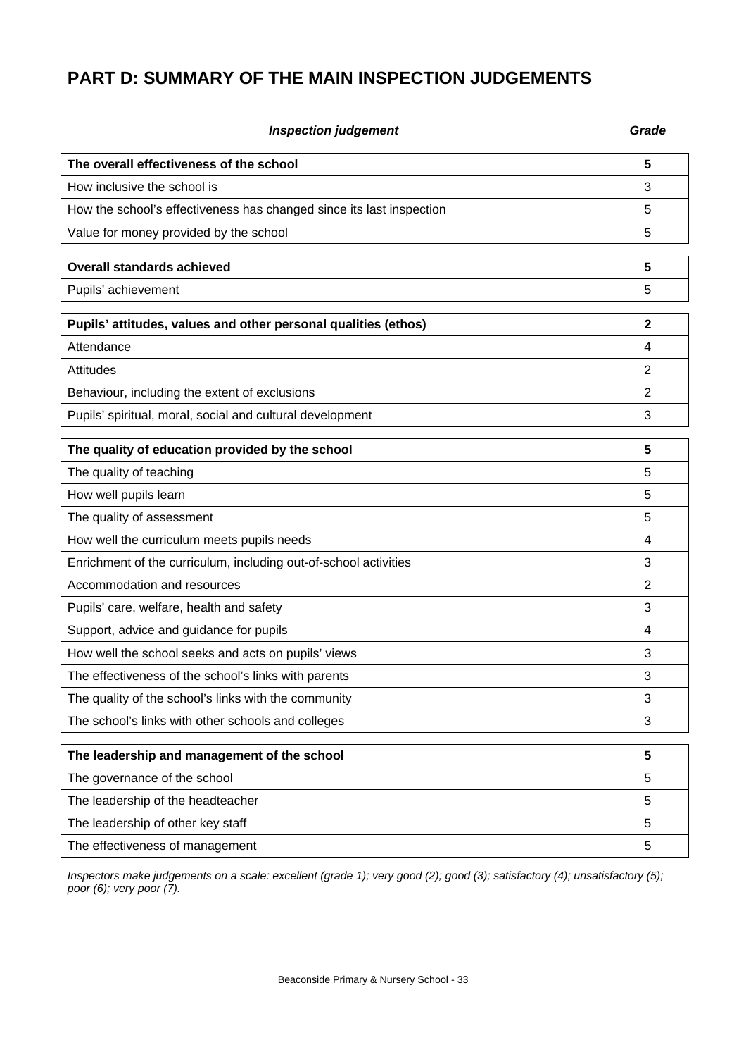# PART D: SUMMARY OF THE MAIN INSPECTION JUDGEMENTS

| *Inspection judgement* | *Grade* |
|---|---|
| **The overall effectiveness of the school** | **5** |
| How inclusive the school is | 3 |
| How the school's effectiveness has changed since its last inspection | 5 |
| Value for money provided by the school | 5 |
| **Overall standards achieved** | **5** |
| Pupils' achievement | 5 |
| **Pupils' attitudes, values and other personal qualities (ethos)** | **2** |
| Attendance | 4 |
| Attitudes | 2 |
| Behaviour, including the extent of exclusions | 2 |
| Pupils' spiritual, moral, social and cultural development | 3 |
| **The quality of education provided by the school** | **5** |
| The quality of teaching | 5 |
| How well pupils learn | 5 |
| The quality of assessment | 5 |
| How well the curriculum meets pupils needs | 4 |
| Enrichment of the curriculum, including out-of-school activities | 3 |
| Accommodation and resources | 2 |
| Pupils' care, welfare, health and safety | 3 |
| Support, advice and guidance for pupils | 4 |
| How well the school seeks and acts on pupils' views | 3 |
| The effectiveness of the school's links with parents | 3 |
| The quality of the school's links with the community | 3 |
| The school's links with other schools and colleges | 3 |
| **The leadership and management of the school** | **5** |
| The governance of the school | 5 |
| The leadership of the headteacher | 5 |
| The leadership of other key staff | 5 |
| The effectiveness of management | 5 |

*Inspectors make judgements on a scale: excellent (grade 1); very good (2); good (3); satisfactory (4); unsatisfactory (5); poor (6); very poor (7).*